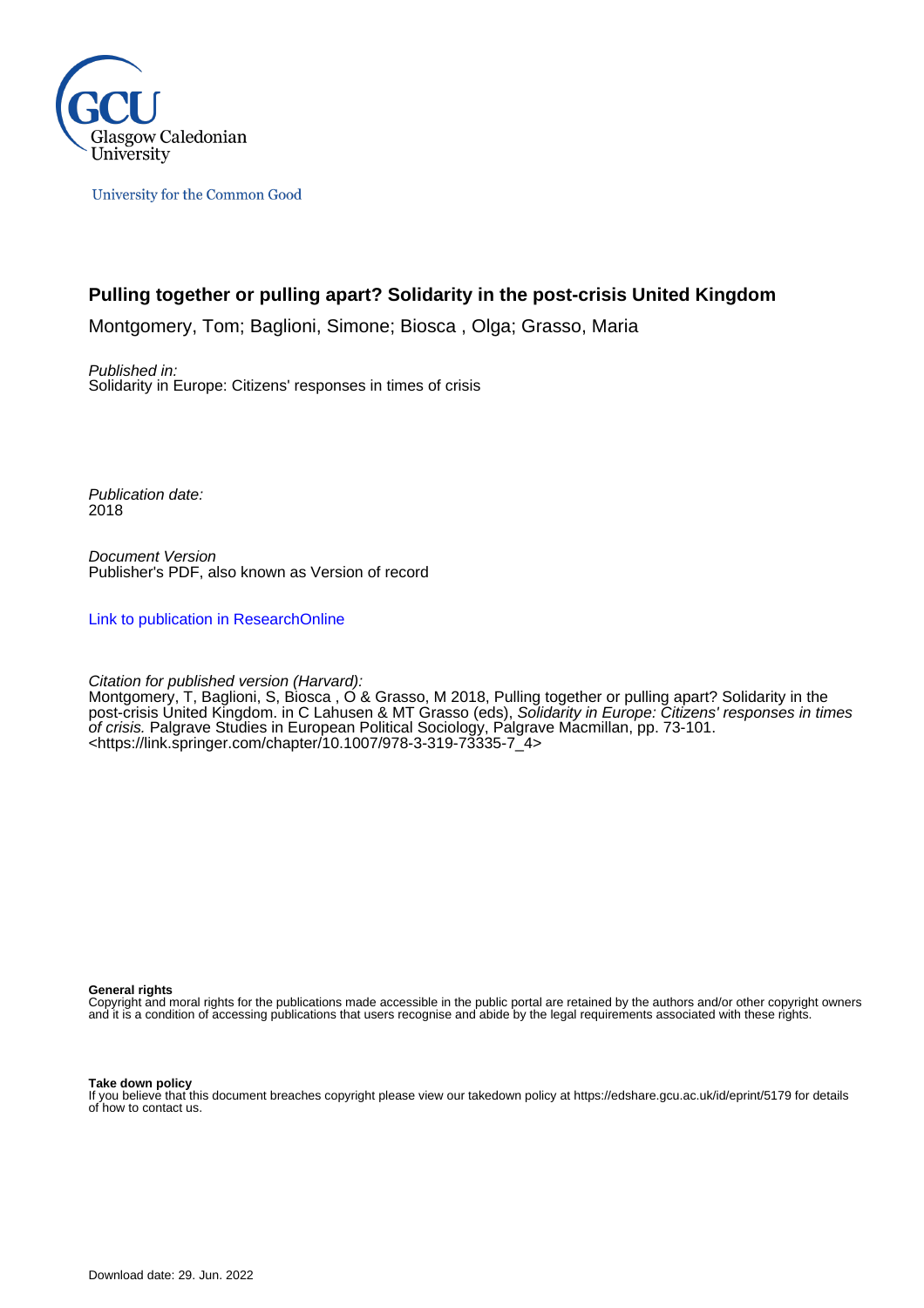Glasgow Caledonian University

University for the Common Good

# Pulling together or pulling apart? Solidarity in the post-crisis United Kingdom

Montgomery, Tom; Baglioni, Simone; Biosca , Olga; Grasso, Maria

*Published in:*
Solidarity in Europe: Citizens' responses in times of crisis

*Publication date:*
2018

*Document Version*
Publisher's PDF, also known as Version of record

Link to publication in ResearchOnline

*Citation for published version (Harvard):*
Montgomery, T, Baglioni, S, Biosca , O & Grasso, M 2018, Pulling together or pulling apart? Solidarity in the post-crisis United Kingdom. in C Lahusen & MT Grasso (eds), *Solidarity in Europe: Citizens' responses in times of crisis.* Palgrave Studies in European Political Sociology, Palgrave Macmillan, pp. 73-101. <https://link.springer.com/chapter/10.1007/978-3-319-73335-7_4>

**General rights**
Copyright and moral rights for the publications made accessible in the public portal are retained by the authors and/or other copyright owners and it is a condition of accessing publications that users recognise and abide by the legal requirements associated with these rights.

**Take down policy**
If you believe that this document breaches copyright please view our takedown policy at https://edshare.gcu.ac.uk/id/eprint/5179 for details of how to contact us.

Download date: 29. Jun. 2022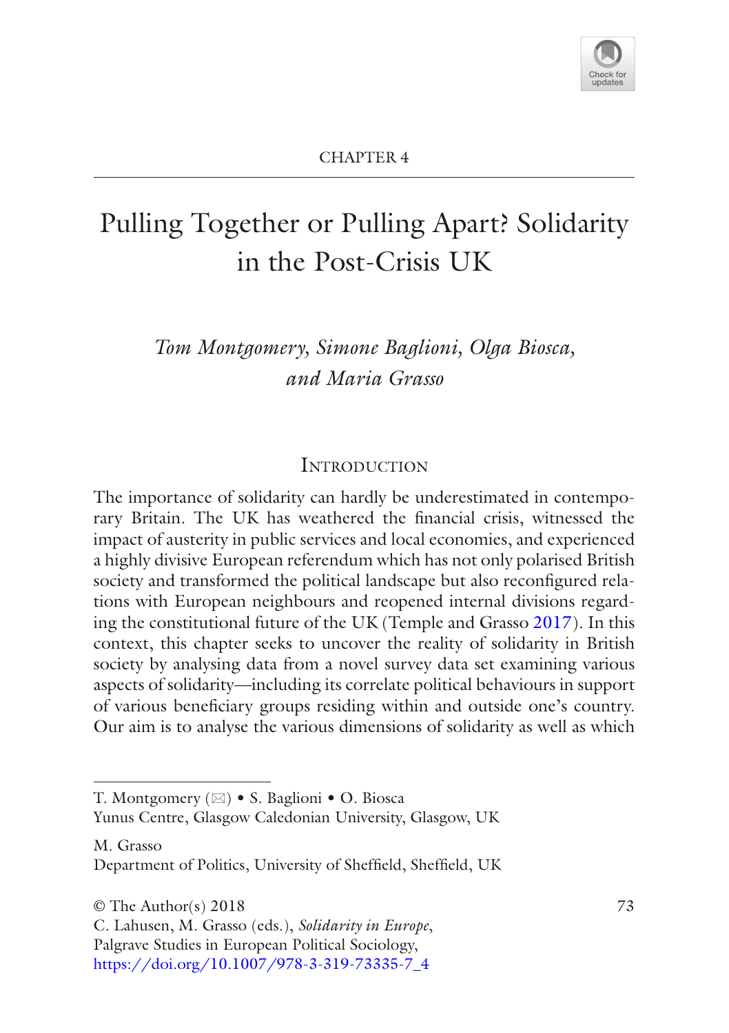CHAPTER 4

# Pulling Together or Pulling Apart? Solidarity in the Post-Crisis UK

*Tom Montgomery, Simone Baglioni, Olga Biosca, and Maria Grasso*

## Introduction

The importance of solidarity can hardly be underestimated in contemporary Britain. The UK has weathered the financial crisis, witnessed the impact of austerity in public services and local economies, and experienced a highly divisive European referendum which has not only polarised British society and transformed the political landscape but also reconfigured relations with European neighbours and reopened internal divisions regarding the constitutional future of the UK (Temple and Grasso 2017). In this context, this chapter seeks to uncover the reality of solidarity in British society by analysing data from a novel survey data set examining various aspects of solidarity—including its correlate political behaviours in support of various beneficiary groups residing within and outside one's country. Our aim is to analyse the various dimensions of solidarity as well as which

---

T. Montgomery (✉) • S. Baglioni • O. Biosca
Yunus Centre, Glasgow Caledonian University, Glasgow, UK

M. Grasso
Department of Politics, University of Sheffield, Sheffield, UK

© The Author(s) 2018
C. Lahusen, M. Grasso (eds.), *Solidarity in Europe*,
Palgrave Studies in European Political Sociology,
https://doi.org/10.1007/978-3-319-73335-7_4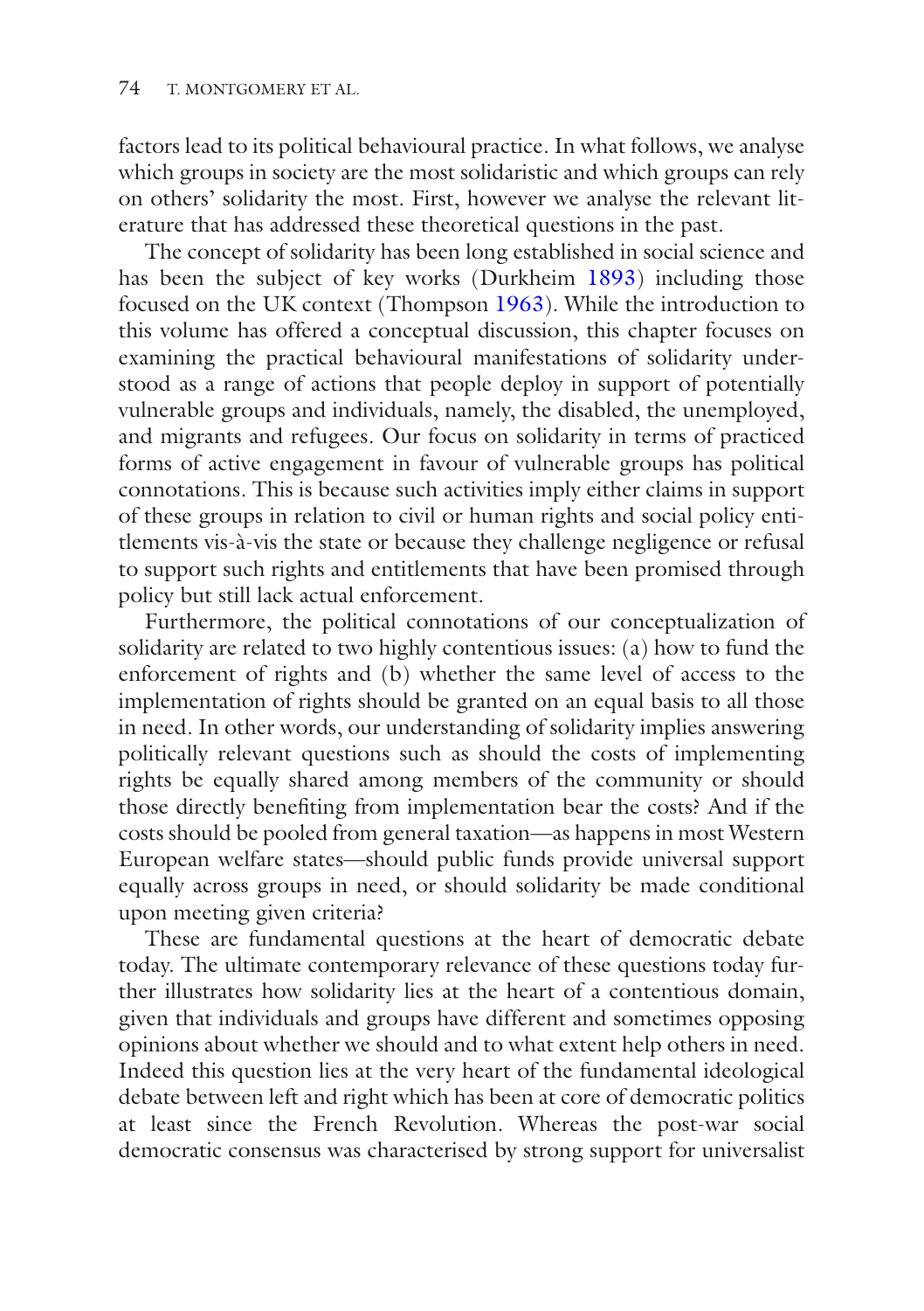factors lead to its political behavioural practice. In what follows, we analyse which groups in society are the most solidaristic and which groups can rely on others' solidarity the most. First, however we analyse the relevant literature that has addressed these theoretical questions in the past.

The concept of solidarity has been long established in social science and has been the subject of key works (Durkheim 1893) including those focused on the UK context (Thompson 1963). While the introduction to this volume has offered a conceptual discussion, this chapter focuses on examining the practical behavioural manifestations of solidarity understood as a range of actions that people deploy in support of potentially vulnerable groups and individuals, namely, the disabled, the unemployed, and migrants and refugees. Our focus on solidarity in terms of practiced forms of active engagement in favour of vulnerable groups has political connotations. This is because such activities imply either claims in support of these groups in relation to civil or human rights and social policy entitlements vis-à-vis the state or because they challenge negligence or refusal to support such rights and entitlements that have been promised through policy but still lack actual enforcement.

Furthermore, the political connotations of our conceptualization of solidarity are related to two highly contentious issues: (a) how to fund the enforcement of rights and (b) whether the same level of access to the implementation of rights should be granted on an equal basis to all those in need. In other words, our understanding of solidarity implies answering politically relevant questions such as should the costs of implementing rights be equally shared among members of the community or should those directly benefiting from implementation bear the costs? And if the costs should be pooled from general taxation—as happens in most Western European welfare states—should public funds provide universal support equally across groups in need, or should solidarity be made conditional upon meeting given criteria?

These are fundamental questions at the heart of democratic debate today. The ultimate contemporary relevance of these questions today further illustrates how solidarity lies at the heart of a contentious domain, given that individuals and groups have different and sometimes opposing opinions about whether we should and to what extent help others in need. Indeed this question lies at the very heart of the fundamental ideological debate between left and right which has been at core of democratic politics at least since the French Revolution. Whereas the post-war social democratic consensus was characterised by strong support for universalist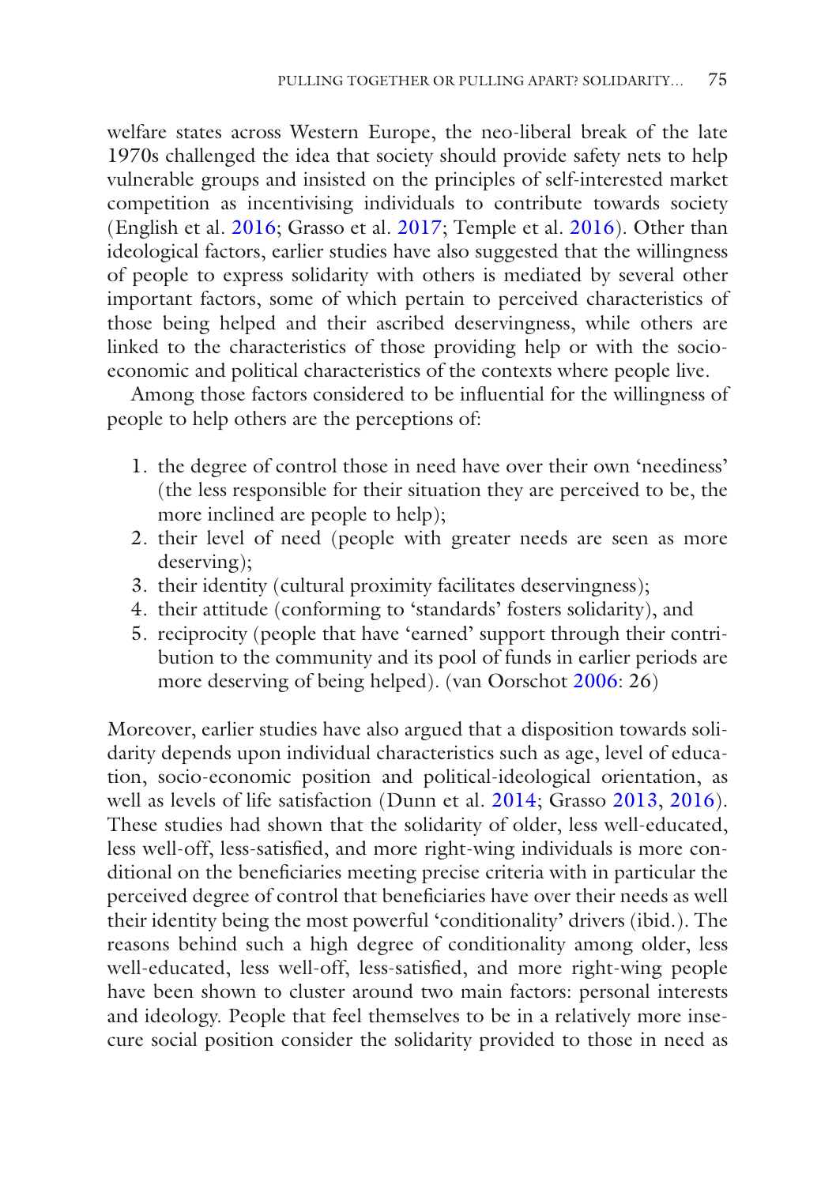welfare states across Western Europe, the neo-liberal break of the late 1970s challenged the idea that society should provide safety nets to help vulnerable groups and insisted on the principles of self-interested market competition as incentivising individuals to contribute towards society (English et al. 2016; Grasso et al. 2017; Temple et al. 2016). Other than ideological factors, earlier studies have also suggested that the willingness of people to express solidarity with others is mediated by several other important factors, some of which pertain to perceived characteristics of those being helped and their ascribed deservingness, while others are linked to the characteristics of those providing help or with the socio-economic and political characteristics of the contexts where people live.

Among those factors considered to be influential for the willingness of people to help others are the perceptions of:

1. the degree of control those in need have over their own 'neediness' (the less responsible for their situation they are perceived to be, the more inclined are people to help);
2. their level of need (people with greater needs are seen as more deserving);
3. their identity (cultural proximity facilitates deservingness);
4. their attitude (conforming to 'standards' fosters solidarity), and
5. reciprocity (people that have 'earned' support through their contribution to the community and its pool of funds in earlier periods are more deserving of being helped). (van Oorschot 2006: 26)

Moreover, earlier studies have also argued that a disposition towards solidarity depends upon individual characteristics such as age, level of education, socio-economic position and political-ideological orientation, as well as levels of life satisfaction (Dunn et al. 2014; Grasso 2013, 2016). These studies had shown that the solidarity of older, less well-educated, less well-off, less-satisfied, and more right-wing individuals is more conditional on the beneficiaries meeting precise criteria with in particular the perceived degree of control that beneficiaries have over their needs as well their identity being the most powerful 'conditionality' drivers (ibid.). The reasons behind such a high degree of conditionality among older, less well-educated, less well-off, less-satisfied, and more right-wing people have been shown to cluster around two main factors: personal interests and ideology. People that feel themselves to be in a relatively more insecure social position consider the solidarity provided to those in need as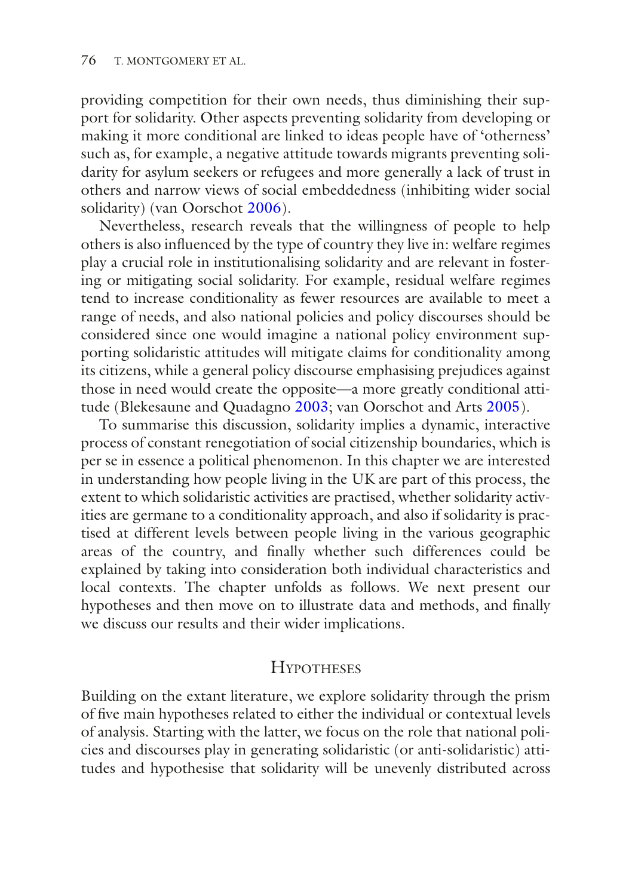providing competition for their own needs, thus diminishing their support for solidarity. Other aspects preventing solidarity from developing or making it more conditional are linked to ideas people have of 'otherness' such as, for example, a negative attitude towards migrants preventing solidarity for asylum seekers or refugees and more generally a lack of trust in others and narrow views of social embeddedness (inhibiting wider social solidarity) (van Oorschot 2006).

Nevertheless, research reveals that the willingness of people to help others is also influenced by the type of country they live in: welfare regimes play a crucial role in institutionalising solidarity and are relevant in fostering or mitigating social solidarity. For example, residual welfare regimes tend to increase conditionality as fewer resources are available to meet a range of needs, and also national policies and policy discourses should be considered since one would imagine a national policy environment supporting solidaristic attitudes will mitigate claims for conditionality among its citizens, while a general policy discourse emphasising prejudices against those in need would create the opposite—a more greatly conditional attitude (Blekesaune and Quadagno 2003; van Oorschot and Arts 2005).

To summarise this discussion, solidarity implies a dynamic, interactive process of constant renegotiation of social citizenship boundaries, which is per se in essence a political phenomenon. In this chapter we are interested in understanding how people living in the UK are part of this process, the extent to which solidaristic activities are practised, whether solidarity activities are germane to a conditionality approach, and also if solidarity is practised at different levels between people living in the various geographic areas of the country, and finally whether such differences could be explained by taking into consideration both individual characteristics and local contexts. The chapter unfolds as follows. We next present our hypotheses and then move on to illustrate data and methods, and finally we discuss our results and their wider implications.

## Hypotheses

Building on the extant literature, we explore solidarity through the prism of five main hypotheses related to either the individual or contextual levels of analysis. Starting with the latter, we focus on the role that national policies and discourses play in generating solidaristic (or anti-solidaristic) attitudes and hypothesise that solidarity will be unevenly distributed across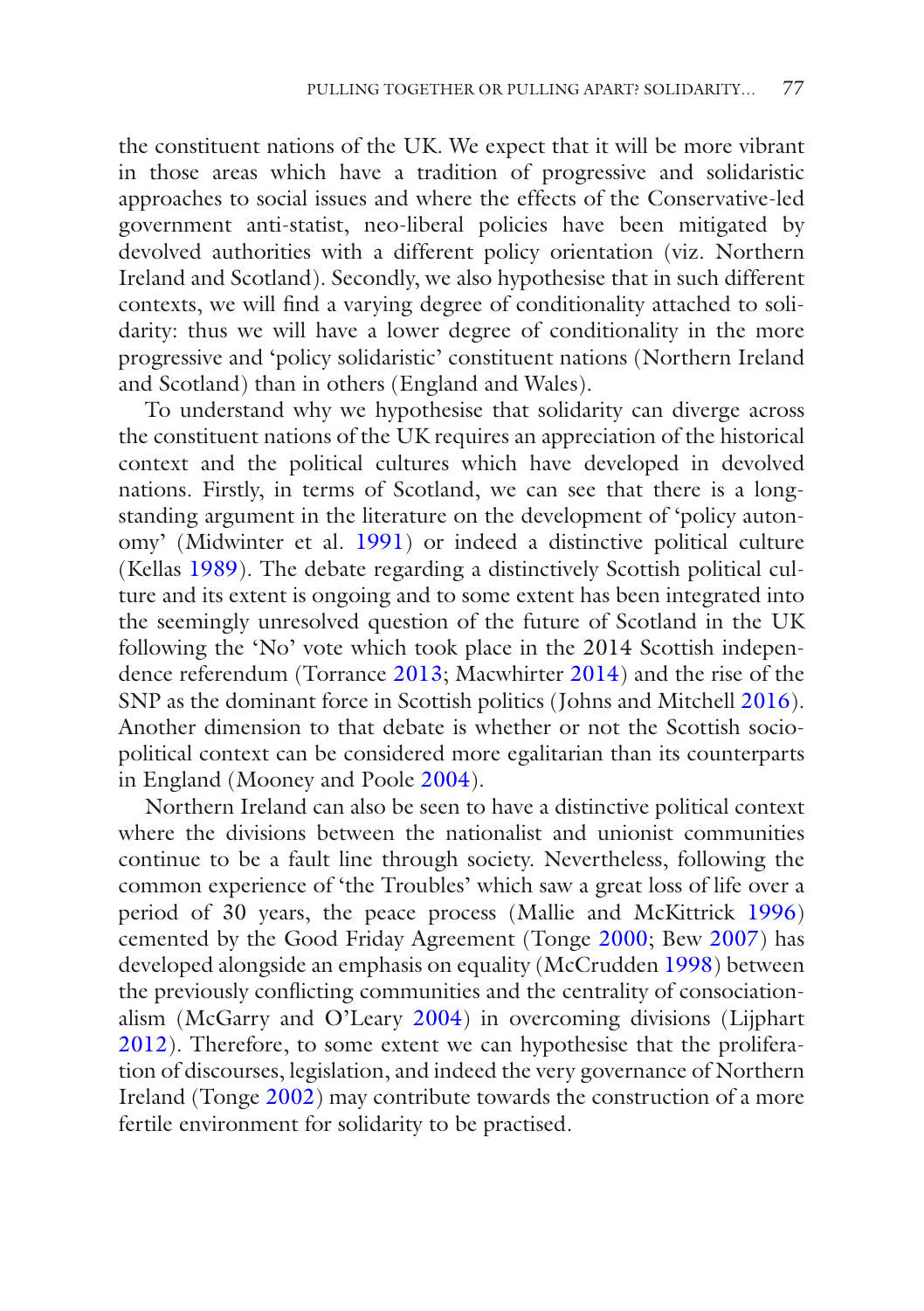the constituent nations of the UK. We expect that it will be more vibrant in those areas which have a tradition of progressive and solidaristic approaches to social issues and where the effects of the Conservative-led government anti-statist, neo-liberal policies have been mitigated by devolved authorities with a different policy orientation (viz. Northern Ireland and Scotland). Secondly, we also hypothesise that in such different contexts, we will find a varying degree of conditionality attached to solidarity: thus we will have a lower degree of conditionality in the more progressive and 'policy solidaristic' constituent nations (Northern Ireland and Scotland) than in others (England and Wales).

To understand why we hypothesise that solidarity can diverge across the constituent nations of the UK requires an appreciation of the historical context and the political cultures which have developed in devolved nations. Firstly, in terms of Scotland, we can see that there is a long-standing argument in the literature on the development of 'policy autonomy' (Midwinter et al. 1991) or indeed a distinctive political culture (Kellas 1989). The debate regarding a distinctively Scottish political culture and its extent is ongoing and to some extent has been integrated into the seemingly unresolved question of the future of Scotland in the UK following the 'No' vote which took place in the 2014 Scottish independence referendum (Torrance 2013; Macwhirter 2014) and the rise of the SNP as the dominant force in Scottish politics (Johns and Mitchell 2016). Another dimension to that debate is whether or not the Scottish socio-political context can be considered more egalitarian than its counterparts in England (Mooney and Poole 2004).

Northern Ireland can also be seen to have a distinctive political context where the divisions between the nationalist and unionist communities continue to be a fault line through society. Nevertheless, following the common experience of 'the Troubles' which saw a great loss of life over a period of 30 years, the peace process (Mallie and McKittrick 1996) cemented by the Good Friday Agreement (Tonge 2000; Bew 2007) has developed alongside an emphasis on equality (McCrudden 1998) between the previously conflicting communities and the centrality of consociationalism (McGarry and O'Leary 2004) in overcoming divisions (Lijphart 2012). Therefore, to some extent we can hypothesise that the proliferation of discourses, legislation, and indeed the very governance of Northern Ireland (Tonge 2002) may contribute towards the construction of a more fertile environment for solidarity to be practised.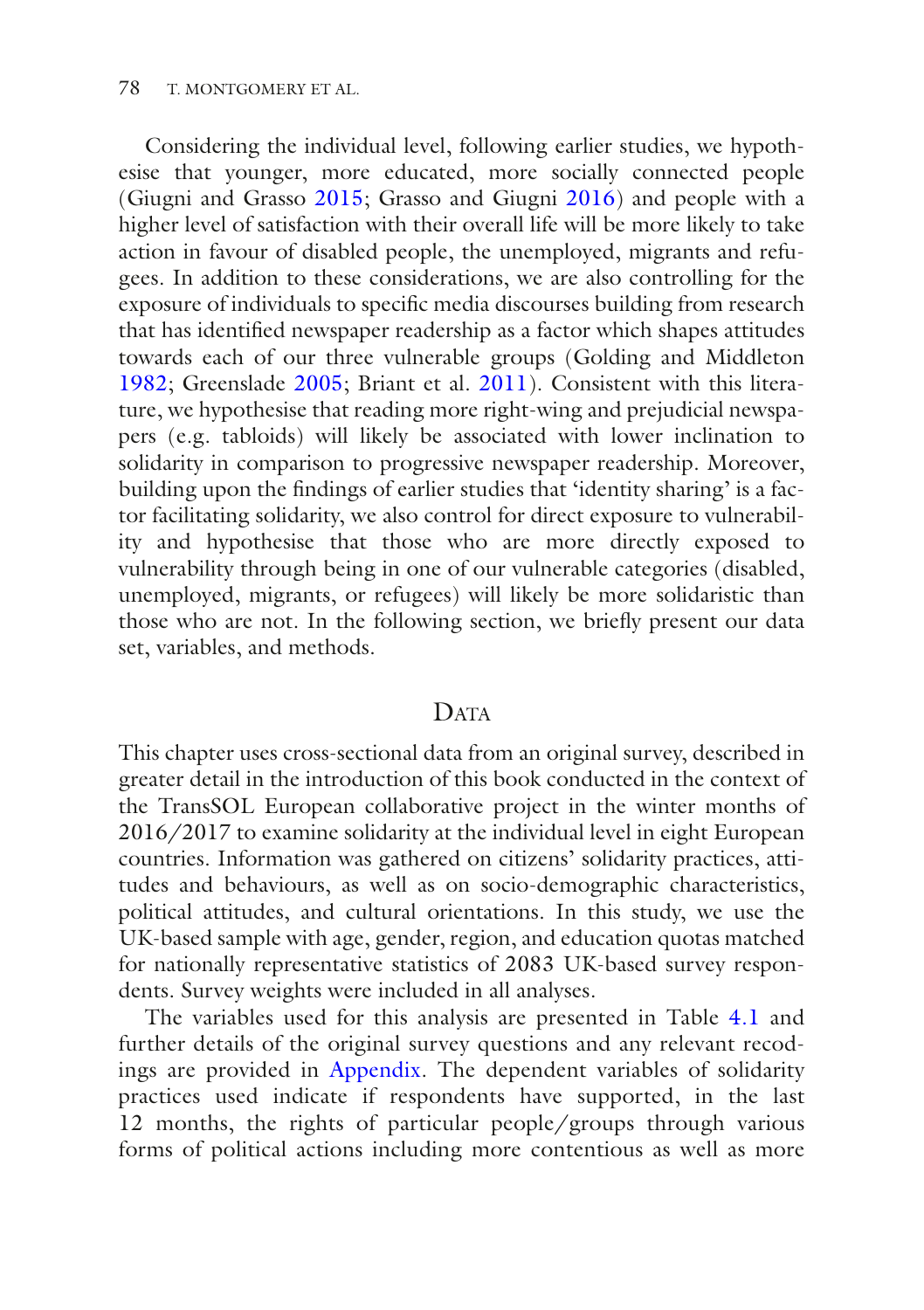Considering the individual level, following earlier studies, we hypothesise that younger, more educated, more socially connected people (Giugni and Grasso 2015; Grasso and Giugni 2016) and people with a higher level of satisfaction with their overall life will be more likely to take action in favour of disabled people, the unemployed, migrants and refugees. In addition to these considerations, we are also controlling for the exposure of individuals to specific media discourses building from research that has identified newspaper readership as a factor which shapes attitudes towards each of our three vulnerable groups (Golding and Middleton 1982; Greenslade 2005; Briant et al. 2011). Consistent with this literature, we hypothesise that reading more right-wing and prejudicial newspapers (e.g. tabloids) will likely be associated with lower inclination to solidarity in comparison to progressive newspaper readership. Moreover, building upon the findings of earlier studies that 'identity sharing' is a factor facilitating solidarity, we also control for direct exposure to vulnerability and hypothesise that those who are more directly exposed to vulnerability through being in one of our vulnerable categories (disabled, unemployed, migrants, or refugees) will likely be more solidaristic than those who are not. In the following section, we briefly present our data set, variables, and methods.

## Data

This chapter uses cross-sectional data from an original survey, described in greater detail in the introduction of this book conducted in the context of the TransSOL European collaborative project in the winter months of 2016/2017 to examine solidarity at the individual level in eight European countries. Information was gathered on citizens' solidarity practices, attitudes and behaviours, as well as on socio-demographic characteristics, political attitudes, and cultural orientations. In this study, we use the UK-based sample with age, gender, region, and education quotas matched for nationally representative statistics of 2083 UK-based survey respondents. Survey weights were included in all analyses.

The variables used for this analysis are presented in Table 4.1 and further details of the original survey questions and any relevant recodings are provided in Appendix. The dependent variables of solidarity practices used indicate if respondents have supported, in the last 12 months, the rights of particular people/groups through various forms of political actions including more contentious as well as more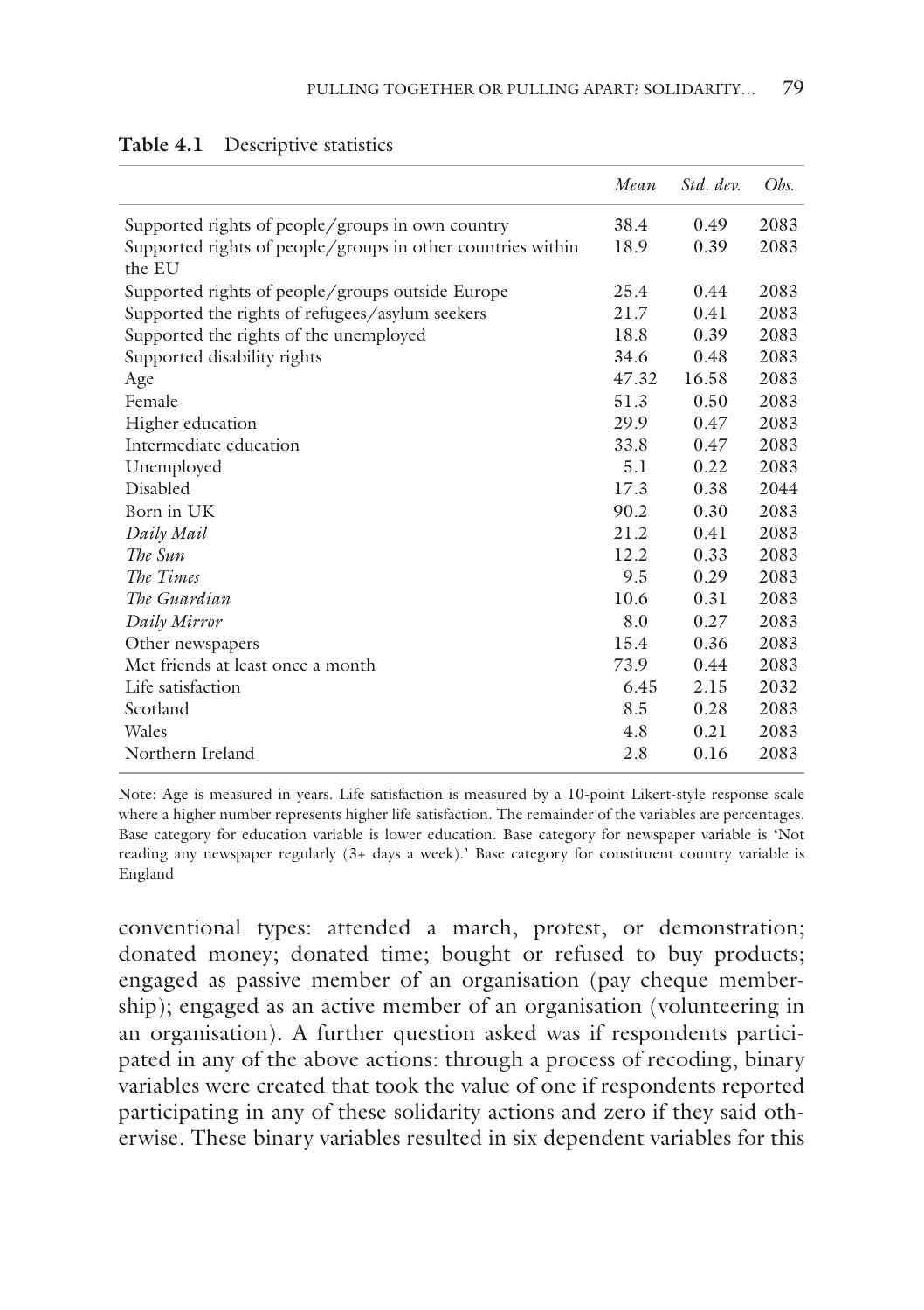**Table 4.1** Descriptive statistics

| | *Mean* | *Std. dev.* | *Obs.* |
|---|---|---|---|
| Supported rights of people/groups in own country | 38.4 | 0.49 | 2083 |
| Supported rights of people/groups in other countries within the EU | 18.9 | 0.39 | 2083 |
| Supported rights of people/groups outside Europe | 25.4 | 0.44 | 2083 |
| Supported the rights of refugees/asylum seekers | 21.7 | 0.41 | 2083 |
| Supported the rights of the unemployed | 18.8 | 0.39 | 2083 |
| Supported disability rights | 34.6 | 0.48 | 2083 |
| Age | 47.32 | 16.58 | 2083 |
| Female | 51.3 | 0.50 | 2083 |
| Higher education | 29.9 | 0.47 | 2083 |
| Intermediate education | 33.8 | 0.47 | 2083 |
| Unemployed | 5.1 | 0.22 | 2083 |
| Disabled | 17.3 | 0.38 | 2044 |
| Born in UK | 90.2 | 0.30 | 2083 |
| *Daily Mail* | 21.2 | 0.41 | 2083 |
| *The Sun* | 12.2 | 0.33 | 2083 |
| *The Times* | 9.5 | 0.29 | 2083 |
| *The Guardian* | 10.6 | 0.31 | 2083 |
| *Daily Mirror* | 8.0 | 0.27 | 2083 |
| Other newspapers | 15.4 | 0.36 | 2083 |
| Met friends at least once a month | 73.9 | 0.44 | 2083 |
| Life satisfaction | 6.45 | 2.15 | 2032 |
| Scotland | 8.5 | 0.28 | 2083 |
| Wales | 4.8 | 0.21 | 2083 |
| Northern Ireland | 2.8 | 0.16 | 2083 |

Note: Age is measured in years. Life satisfaction is measured by a 10-point Likert-style response scale where a higher number represents higher life satisfaction. The remainder of the variables are percentages. Base category for education variable is lower education. Base category for newspaper variable is 'Not reading any newspaper regularly (3+ days a week).' Base category for constituent country variable is England

conventional types: attended a march, protest, or demonstration; donated money; donated time; bought or refused to buy products; engaged as passive member of an organisation (pay cheque membership); engaged as an active member of an organisation (volunteering in an organisation). A further question asked was if respondents participated in any of the above actions: through a process of recoding, binary variables were created that took the value of one if respondents reported participating in any of these solidarity actions and zero if they said otherwise. These binary variables resulted in six dependent variables for this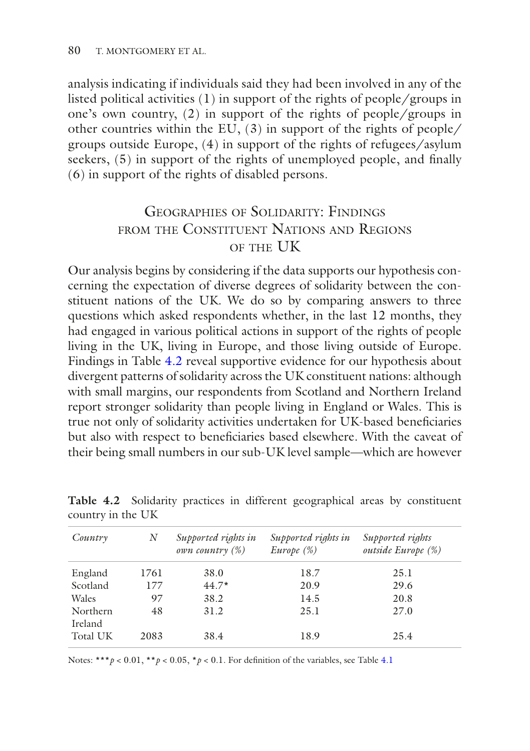analysis indicating if individuals said they had been involved in any of the listed political activities (1) in support of the rights of people/groups in one's own country, (2) in support of the rights of people/groups in other countries within the EU, (3) in support of the rights of people/groups outside Europe, (4) in support of the rights of refugees/asylum seekers, (5) in support of the rights of unemployed people, and finally (6) in support of the rights of disabled persons.

## Geographies of Solidarity: Findings from the Constituent Nations and Regions of the UK

Our analysis begins by considering if the data supports our hypothesis concerning the expectation of diverse degrees of solidarity between the constituent nations of the UK. We do so by comparing answers to three questions which asked respondents whether, in the last 12 months, they had engaged in various political actions in support of the rights of people living in the UK, living in Europe, and those living outside of Europe. Findings in Table 4.2 reveal supportive evidence for our hypothesis about divergent patterns of solidarity across the UK constituent nations: although with small margins, our respondents from Scotland and Northern Ireland report stronger solidarity than people living in England or Wales. This is true not only of solidarity activities undertaken for UK-based beneficiaries but also with respect to beneficiaries based elsewhere. With the caveat of their being small numbers in our sub-UK level sample—which are however

**Table 4.2** Solidarity practices in different geographical areas by constituent country in the UK

| *Country* | *N* | *Supported rights in own country (%)* | *Supported rights in Europe (%)* | *Supported rights outside Europe (%)* |
|---|---|---|---|---|
| England | 1761 | 38.0 | 18.7 | 25.1 |
| Scotland | 177 | 44.7* | 20.9 | 29.6 |
| Wales | 97 | 38.2 | 14.5 | 20.8 |
| Northern Ireland | 48 | 31.2 | 25.1 | 27.0 |
| Total UK | 2083 | 38.4 | 18.9 | 25.4 |

Notes: ***$p < 0.01$, **$p < 0.05$, *$p < 0.1$. For definition of the variables, see Table 4.1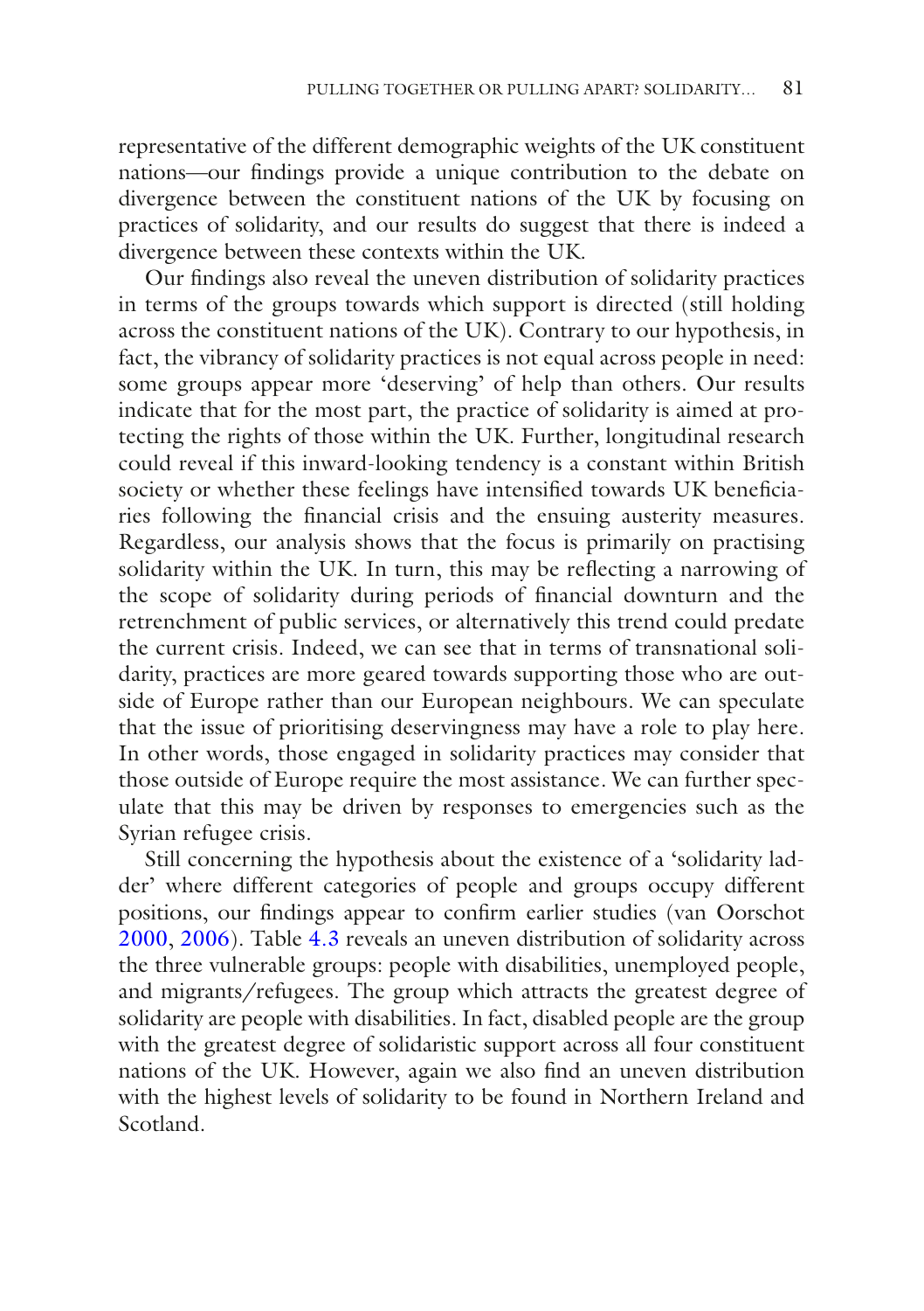representative of the different demographic weights of the UK constituent nations—our findings provide a unique contribution to the debate on divergence between the constituent nations of the UK by focusing on practices of solidarity, and our results do suggest that there is indeed a divergence between these contexts within the UK.

Our findings also reveal the uneven distribution of solidarity practices in terms of the groups towards which support is directed (still holding across the constituent nations of the UK). Contrary to our hypothesis, in fact, the vibrancy of solidarity practices is not equal across people in need: some groups appear more 'deserving' of help than others. Our results indicate that for the most part, the practice of solidarity is aimed at protecting the rights of those within the UK. Further, longitudinal research could reveal if this inward-looking tendency is a constant within British society or whether these feelings have intensified towards UK beneficiaries following the financial crisis and the ensuing austerity measures. Regardless, our analysis shows that the focus is primarily on practising solidarity within the UK. In turn, this may be reflecting a narrowing of the scope of solidarity during periods of financial downturn and the retrenchment of public services, or alternatively this trend could predate the current crisis. Indeed, we can see that in terms of transnational solidarity, practices are more geared towards supporting those who are outside of Europe rather than our European neighbours. We can speculate that the issue of prioritising deservingness may have a role to play here. In other words, those engaged in solidarity practices may consider that those outside of Europe require the most assistance. We can further speculate that this may be driven by responses to emergencies such as the Syrian refugee crisis.

Still concerning the hypothesis about the existence of a 'solidarity ladder' where different categories of people and groups occupy different positions, our findings appear to confirm earlier studies (van Oorschot 2000, 2006). Table 4.3 reveals an uneven distribution of solidarity across the three vulnerable groups: people with disabilities, unemployed people, and migrants/refugees. The group which attracts the greatest degree of solidarity are people with disabilities. In fact, disabled people are the group with the greatest degree of solidaristic support across all four constituent nations of the UK. However, again we also find an uneven distribution with the highest levels of solidarity to be found in Northern Ireland and Scotland.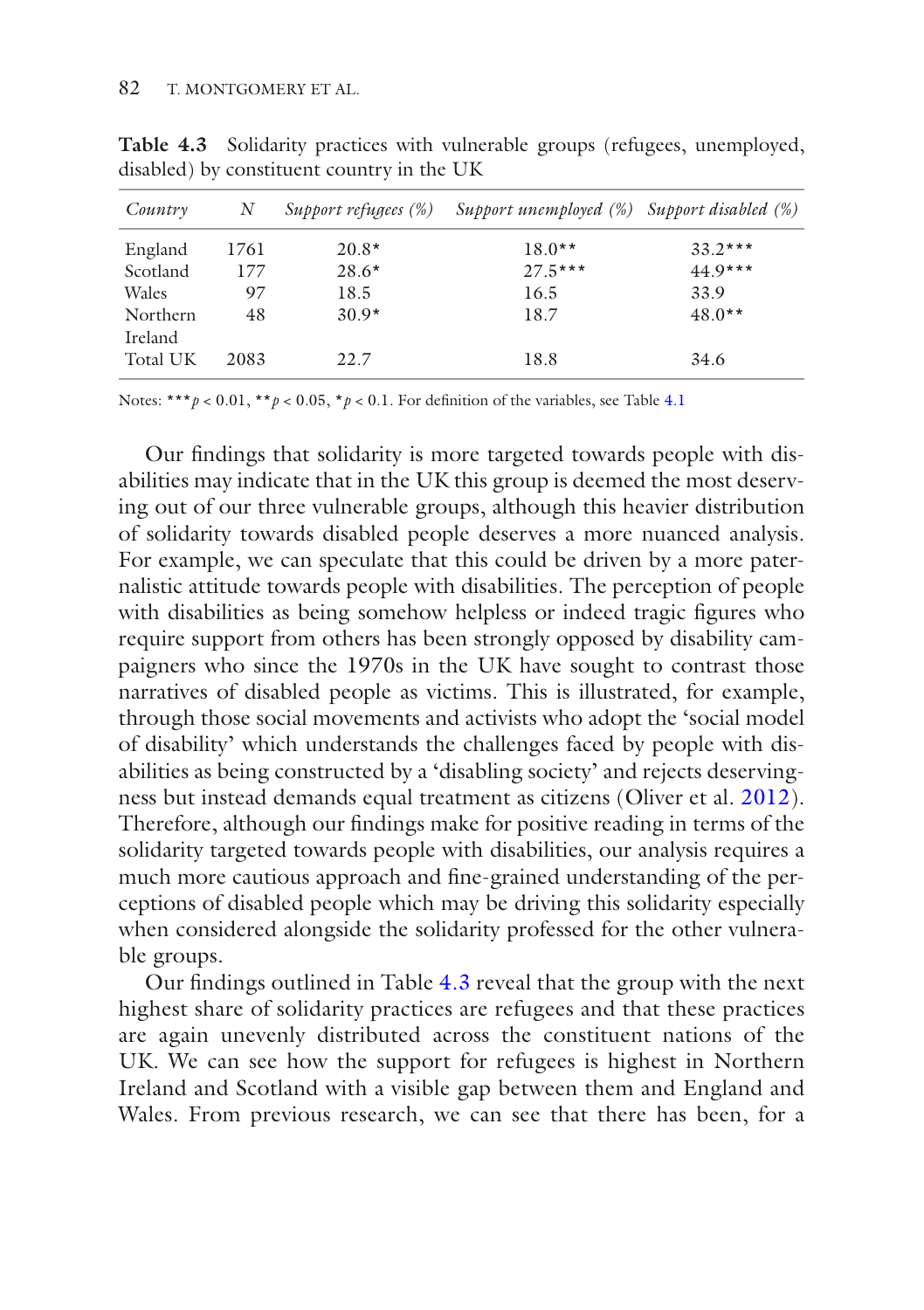**Table 4.3** Solidarity practices with vulnerable groups (refugees, unemployed, disabled) by constituent country in the UK

| *Country* | *N* | *Support refugees (%)* | *Support unemployed (%)* | *Support disabled (%)* |
|---|---|---|---|---|
| England | 1761 | 20.8* | 18.0** | 33.2*** |
| Scotland | 177 | 28.6* | 27.5*** | 44.9*** |
| Wales | 97 | 18.5 | 16.5 | 33.9 |
| Northern Ireland | 48 | 30.9* | 18.7 | 48.0** |
| Total UK | 2083 | 22.7 | 18.8 | 34.6 |

Notes: \*\*\*$p < 0.01$, \*\*$p < 0.05$, \*$p < 0.1$. For definition of the variables, see Table 4.1

Our findings that solidarity is more targeted towards people with disabilities may indicate that in the UK this group is deemed the most deserving out of our three vulnerable groups, although this heavier distribution of solidarity towards disabled people deserves a more nuanced analysis. For example, we can speculate that this could be driven by a more paternalistic attitude towards people with disabilities. The perception of people with disabilities as being somehow helpless or indeed tragic figures who require support from others has been strongly opposed by disability campaigners who since the 1970s in the UK have sought to contrast those narratives of disabled people as victims. This is illustrated, for example, through those social movements and activists who adopt the 'social model of disability' which understands the challenges faced by people with disabilities as being constructed by a 'disabling society' and rejects deservingness but instead demands equal treatment as citizens (Oliver et al. 2012). Therefore, although our findings make for positive reading in terms of the solidarity targeted towards people with disabilities, our analysis requires a much more cautious approach and fine-grained understanding of the perceptions of disabled people which may be driving this solidarity especially when considered alongside the solidarity professed for the other vulnerable groups.

Our findings outlined in Table 4.3 reveal that the group with the next highest share of solidarity practices are refugees and that these practices are again unevenly distributed across the constituent nations of the UK. We can see how the support for refugees is highest in Northern Ireland and Scotland with a visible gap between them and England and Wales. From previous research, we can see that there has been, for a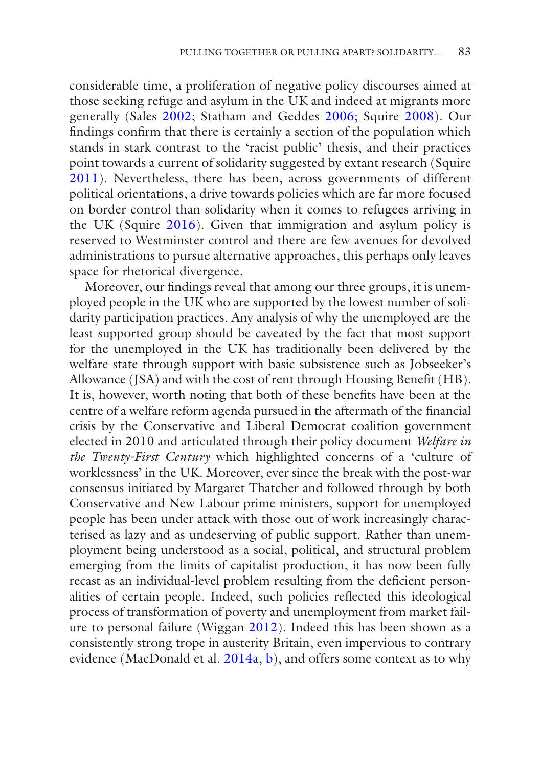considerable time, a proliferation of negative policy discourses aimed at those seeking refuge and asylum in the UK and indeed at migrants more generally (Sales 2002; Statham and Geddes 2006; Squire 2008). Our findings confirm that there is certainly a section of the population which stands in stark contrast to the 'racist public' thesis, and their practices point towards a current of solidarity suggested by extant research (Squire 2011). Nevertheless, there has been, across governments of different political orientations, a drive towards policies which are far more focused on border control than solidarity when it comes to refugees arriving in the UK (Squire 2016). Given that immigration and asylum policy is reserved to Westminster control and there are few avenues for devolved administrations to pursue alternative approaches, this perhaps only leaves space for rhetorical divergence.

Moreover, our findings reveal that among our three groups, it is unemployed people in the UK who are supported by the lowest number of solidarity participation practices. Any analysis of why the unemployed are the least supported group should be caveated by the fact that most support for the unemployed in the UK has traditionally been delivered by the welfare state through support with basic subsistence such as Jobseeker's Allowance (JSA) and with the cost of rent through Housing Benefit (HB). It is, however, worth noting that both of these benefits have been at the centre of a welfare reform agenda pursued in the aftermath of the financial crisis by the Conservative and Liberal Democrat coalition government elected in 2010 and articulated through their policy document *Welfare in the Twenty-First Century* which highlighted concerns of a 'culture of worklessness' in the UK. Moreover, ever since the break with the post-war consensus initiated by Margaret Thatcher and followed through by both Conservative and New Labour prime ministers, support for unemployed people has been under attack with those out of work increasingly characterised as lazy and as undeserving of public support. Rather than unemployment being understood as a social, political, and structural problem emerging from the limits of capitalist production, it has now been fully recast as an individual-level problem resulting from the deficient personalities of certain people. Indeed, such policies reflected this ideological process of transformation of poverty and unemployment from market failure to personal failure (Wiggan 2012). Indeed this has been shown as a consistently strong trope in austerity Britain, even impervious to contrary evidence (MacDonald et al. 2014a, b), and offers some context as to why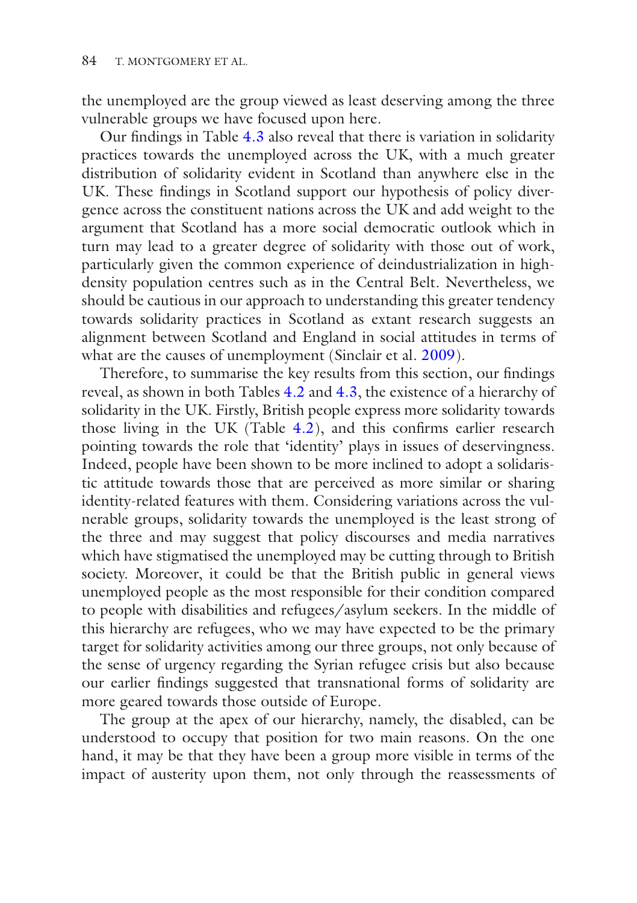the unemployed are the group viewed as least deserving among the three vulnerable groups we have focused upon here.

Our findings in Table 4.3 also reveal that there is variation in solidarity practices towards the unemployed across the UK, with a much greater distribution of solidarity evident in Scotland than anywhere else in the UK. These findings in Scotland support our hypothesis of policy divergence across the constituent nations across the UK and add weight to the argument that Scotland has a more social democratic outlook which in turn may lead to a greater degree of solidarity with those out of work, particularly given the common experience of deindustrialization in high-density population centres such as in the Central Belt. Nevertheless, we should be cautious in our approach to understanding this greater tendency towards solidarity practices in Scotland as extant research suggests an alignment between Scotland and England in social attitudes in terms of what are the causes of unemployment (Sinclair et al. 2009).

Therefore, to summarise the key results from this section, our findings reveal, as shown in both Tables 4.2 and 4.3, the existence of a hierarchy of solidarity in the UK. Firstly, British people express more solidarity towards those living in the UK (Table 4.2), and this confirms earlier research pointing towards the role that 'identity' plays in issues of deservingness. Indeed, people have been shown to be more inclined to adopt a solidaristic attitude towards those that are perceived as more similar or sharing identity-related features with them. Considering variations across the vulnerable groups, solidarity towards the unemployed is the least strong of the three and may suggest that policy discourses and media narratives which have stigmatised the unemployed may be cutting through to British society. Moreover, it could be that the British public in general views unemployed people as the most responsible for their condition compared to people with disabilities and refugees/asylum seekers. In the middle of this hierarchy are refugees, who we may have expected to be the primary target for solidarity activities among our three groups, not only because of the sense of urgency regarding the Syrian refugee crisis but also because our earlier findings suggested that transnational forms of solidarity are more geared towards those outside of Europe.

The group at the apex of our hierarchy, namely, the disabled, can be understood to occupy that position for two main reasons. On the one hand, it may be that they have been a group more visible in terms of the impact of austerity upon them, not only through the reassessments of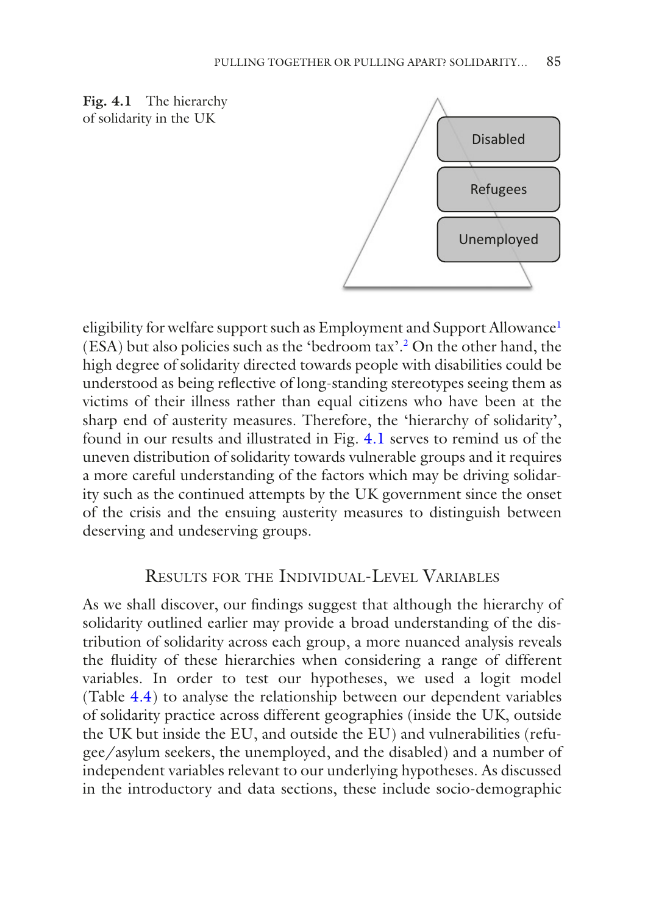Fig. 4.1 The hierarchy of solidarity in the UK

Disabled

Refugees

Unemployed

eligibility for welfare support such as Employment and Support Allowance[1] (ESA) but also policies such as the 'bedroom tax'.[2] On the other hand, the high degree of solidarity directed towards people with disabilities could be understood as being reflective of long-standing stereotypes seeing them as victims of their illness rather than equal citizens who have been at the sharp end of austerity measures. Therefore, the 'hierarchy of solidarity', found in our results and illustrated in Fig. 4.1 serves to remind us of the uneven distribution of solidarity towards vulnerable groups and it requires a more careful understanding of the factors which may be driving solidarity such as the continued attempts by the UK government since the onset of the crisis and the ensuing austerity measures to distinguish between deserving and undeserving groups.

## Results for the Individual-Level Variables

As we shall discover, our findings suggest that although the hierarchy of solidarity outlined earlier may provide a broad understanding of the distribution of solidarity across each group, a more nuanced analysis reveals the fluidity of these hierarchies when considering a range of different variables. In order to test our hypotheses, we used a logit model (Table 4.4) to analyse the relationship between our dependent variables of solidarity practice across different geographies (inside the UK, outside the UK but inside the EU, and outside the EU) and vulnerabilities (refugee/asylum seekers, the unemployed, and the disabled) and a number of independent variables relevant to our underlying hypotheses. As discussed in the introductory and data sections, these include socio-demographic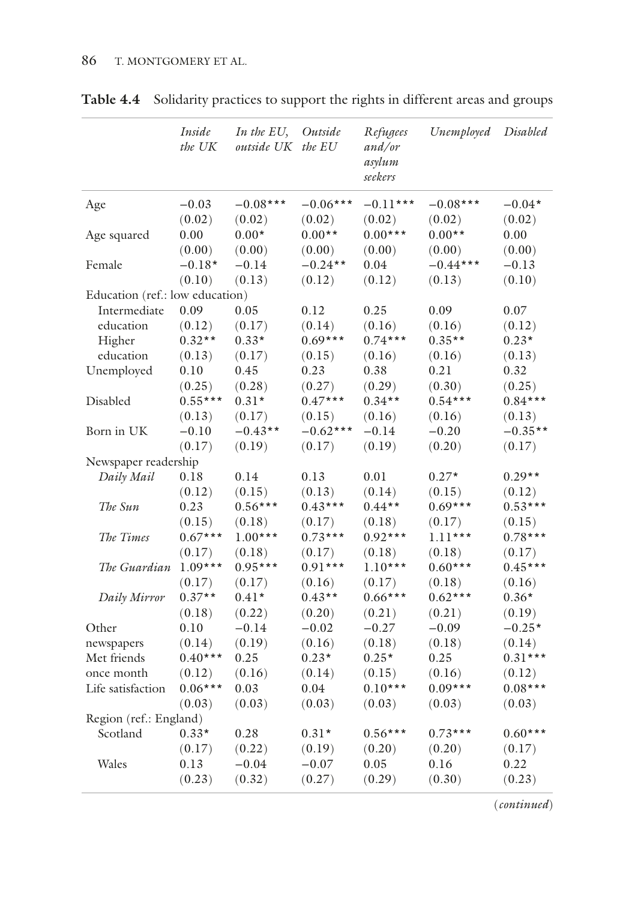**Table 4.4** Solidarity practices to support the rights in different areas and groups

| | *Inside the UK* | *In the EU, outside UK* | *Outside the EU* | *Refugees and/or asylum seekers* | *Unemployed* | *Disabled* |
|---|---|---|---|---|---|---|
| Age | −0.03 | −0.08*** | −0.06*** | −0.11*** | −0.08*** | −0.04* |
| | (0.02) | (0.02) | (0.02) | (0.02) | (0.02) | (0.02) |
| Age squared | 0.00 | 0.00* | 0.00** | 0.00*** | 0.00** | 0.00 |
| | (0.00) | (0.00) | (0.00) | (0.00) | (0.00) | (0.00) |
| Female | −0.18* | −0.14 | −0.24** | 0.04 | −0.44*** | −0.13 |
| | (0.10) | (0.13) | (0.12) | (0.12) | (0.13) | (0.10) |
| Education (ref.: low education) | | | | | | |
| Intermediate education | 0.09 | 0.05 | 0.12 | 0.25 | 0.09 | 0.07 |
| | (0.12) | (0.17) | (0.14) | (0.16) | (0.16) | (0.12) |
| Higher education | 0.32** | 0.33* | 0.69*** | 0.74*** | 0.35** | 0.23* |
| | (0.13) | (0.17) | (0.15) | (0.16) | (0.16) | (0.13) |
| Unemployed | 0.10 | 0.45 | 0.23 | 0.38 | 0.21 | 0.32 |
| | (0.25) | (0.28) | (0.27) | (0.29) | (0.30) | (0.25) |
| Disabled | 0.55*** | 0.31* | 0.47*** | 0.34** | 0.54*** | 0.84*** |
| | (0.13) | (0.17) | (0.15) | (0.16) | (0.16) | (0.13) |
| Born in UK | −0.10 | −0.43** | −0.62*** | −0.14 | −0.20 | −0.35** |
| | (0.17) | (0.19) | (0.17) | (0.19) | (0.20) | (0.17) |
| Newspaper readership | | | | | | |
| *Daily Mail* | 0.18 | 0.14 | 0.13 | 0.01 | 0.27* | 0.29** |
| | (0.12) | (0.15) | (0.13) | (0.14) | (0.15) | (0.12) |
| *The Sun* | 0.23 | 0.56*** | 0.43*** | 0.44** | 0.69*** | 0.53*** |
| | (0.15) | (0.18) | (0.17) | (0.18) | (0.17) | (0.15) |
| *The Times* | 0.67*** | 1.00*** | 0.73*** | 0.92*** | 1.11*** | 0.78*** |
| | (0.17) | (0.18) | (0.17) | (0.18) | (0.18) | (0.17) |
| *The Guardian* | 1.09*** | 0.95*** | 0.91*** | 1.10*** | 0.60*** | 0.45*** |
| | (0.17) | (0.17) | (0.16) | (0.17) | (0.18) | (0.16) |
| *Daily Mirror* | 0.37** | 0.41* | 0.43** | 0.66*** | 0.62*** | 0.36* |
| | (0.18) | (0.22) | (0.20) | (0.21) | (0.21) | (0.19) |
| Other newspapers | 0.10 | −0.14 | −0.02 | −0.27 | −0.09 | −0.25* |
| | (0.14) | (0.19) | (0.16) | (0.18) | (0.18) | (0.14) |
| Met friends once month | 0.40*** | 0.25 | 0.23* | 0.25* | 0.25 | 0.31*** |
| | (0.12) | (0.16) | (0.14) | (0.15) | (0.16) | (0.12) |
| Life satisfaction | 0.06*** | 0.03 | 0.04 | 0.10*** | 0.09*** | 0.08*** |
| | (0.03) | (0.03) | (0.03) | (0.03) | (0.03) | (0.03) |
| Region (ref.: England) | | | | | | |
| Scotland | 0.33* | 0.28 | 0.31* | 0.56*** | 0.73*** | 0.60*** |
| | (0.17) | (0.22) | (0.19) | (0.20) | (0.20) | (0.17) |
| Wales | 0.13 | −0.04 | −0.07 | 0.05 | 0.16 | 0.22 |
| | (0.23) | (0.32) | (0.27) | (0.29) | (0.30) | (0.23) |

(*continued*)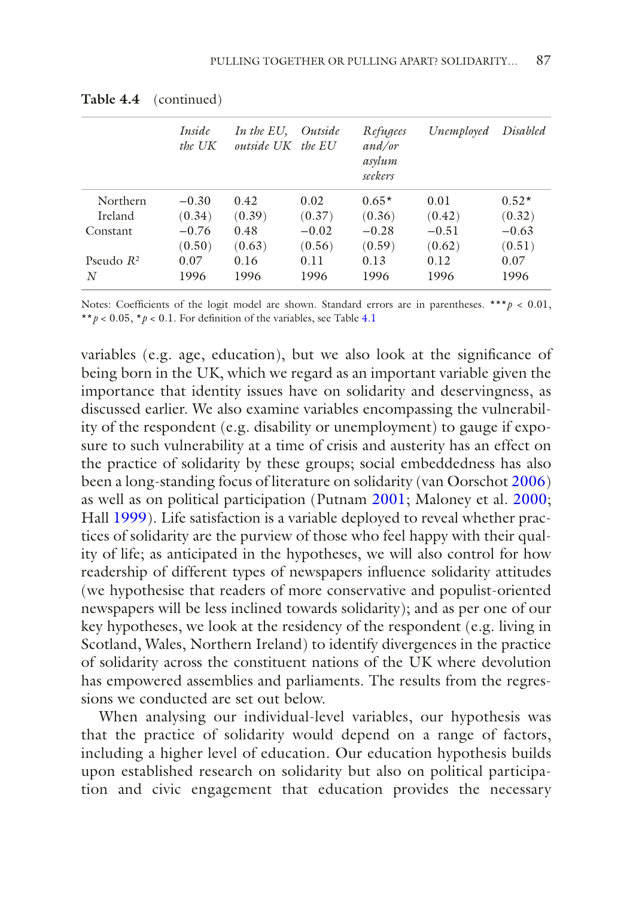**Table 4.4** (continued)

| | *Inside the UK* | *In the EU, outside UK* | *Outside the EU* | *Refugees and/or asylum seekers* | *Unemployed* | *Disabled* |
|---|---|---|---|---|---|---|
| Northern Ireland | −0.30 | 0.42 | 0.02 | 0.65* | 0.01 | 0.52* |
| | (0.34) | (0.39) | (0.37) | (0.36) | (0.42) | (0.32) |
| Constant | −0.76 | 0.48 | −0.02 | −0.28 | −0.51 | −0.63 |
| | (0.50) | (0.63) | (0.56) | (0.59) | (0.62) | (0.51) |
| Pseudo $R^2$ | 0.07 | 0.16 | 0.11 | 0.13 | 0.12 | 0.07 |
| *N* | 1996 | 1996 | 1996 | 1996 | 1996 | 1996 |

Notes: Coefficients of the logit model are shown. Standard errors are in parentheses. ***$p < 0.01$, **$p < 0.05$, *$p < 0.1$. For definition of the variables, see Table 4.1

variables (e.g. age, education), but we also look at the significance of being born in the UK, which we regard as an important variable given the importance that identity issues have on solidarity and deservingness, as discussed earlier. We also examine variables encompassing the vulnerability of the respondent (e.g. disability or unemployment) to gauge if exposure to such vulnerability at a time of crisis and austerity has an effect on the practice of solidarity by these groups; social embeddedness has also been a long-standing focus of literature on solidarity (van Oorschot 2006) as well as on political participation (Putnam 2001; Maloney et al. 2000; Hall 1999). Life satisfaction is a variable deployed to reveal whether practices of solidarity are the purview of those who feel happy with their quality of life; as anticipated in the hypotheses, we will also control for how readership of different types of newspapers influence solidarity attitudes (we hypothesise that readers of more conservative and populist-oriented newspapers will be less inclined towards solidarity); and as per one of our key hypotheses, we look at the residency of the respondent (e.g. living in Scotland, Wales, Northern Ireland) to identify divergences in the practice of solidarity across the constituent nations of the UK where devolution has empowered assemblies and parliaments. The results from the regressions we conducted are set out below.

When analysing our individual-level variables, our hypothesis was that the practice of solidarity would depend on a range of factors, including a higher level of education. Our education hypothesis builds upon established research on solidarity but also on political participation and civic engagement that education provides the necessary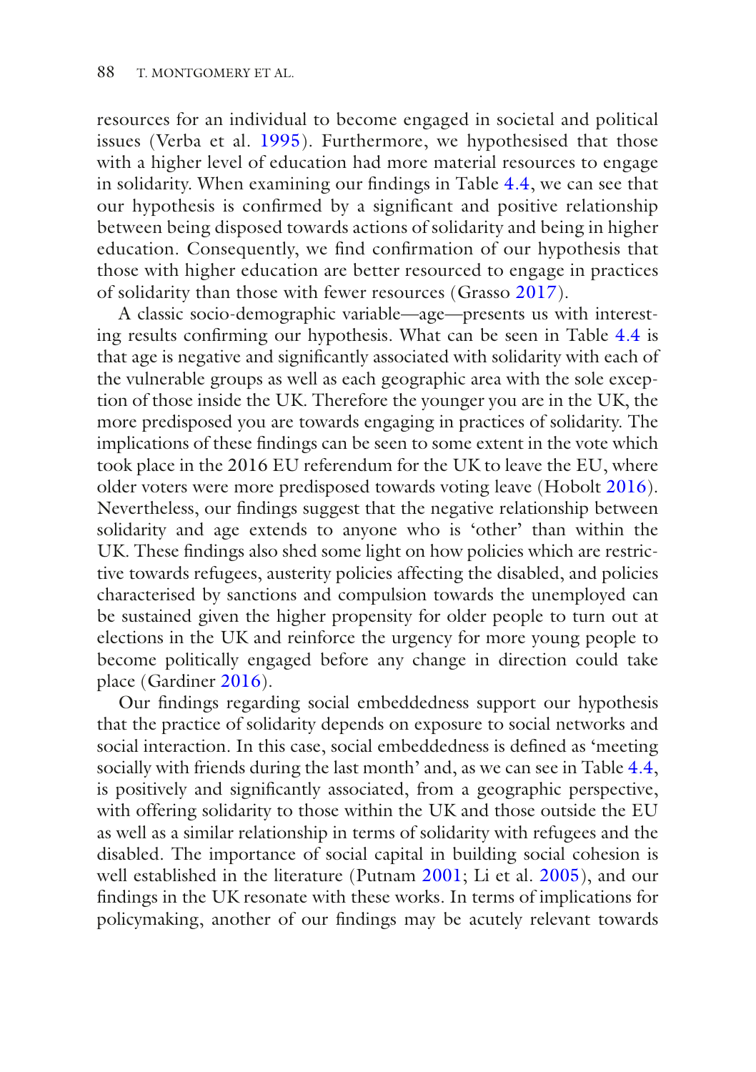resources for an individual to become engaged in societal and political issues (Verba et al. 1995). Furthermore, we hypothesised that those with a higher level of education had more material resources to engage in solidarity. When examining our findings in Table 4.4, we can see that our hypothesis is confirmed by a significant and positive relationship between being disposed towards actions of solidarity and being in higher education. Consequently, we find confirmation of our hypothesis that those with higher education are better resourced to engage in practices of solidarity than those with fewer resources (Grasso 2017).

A classic socio-demographic variable—age—presents us with interesting results confirming our hypothesis. What can be seen in Table 4.4 is that age is negative and significantly associated with solidarity with each of the vulnerable groups as well as each geographic area with the sole exception of those inside the UK. Therefore the younger you are in the UK, the more predisposed you are towards engaging in practices of solidarity. The implications of these findings can be to some extent in the vote which took place in the 2016 EU referendum for the UK to leave the EU, where older voters were more predisposed towards voting leave (Hobolt 2016). Nevertheless, our findings suggest that the negative relationship between solidarity and age extends to anyone who is 'other' than within the UK. These findings also shed some light on how policies which are restrictive towards refugees, austerity policies affecting the disabled, and policies characterised by sanctions and compulsion towards the unemployed can be sustained given the higher propensity for older people to turn out at elections in the UK and reinforce the urgency for more young people to become politically engaged before any change in direction could take place (Gardiner 2016).

Our findings regarding social embeddedness support our hypothesis that the practice of solidarity depends on exposure to social networks and social interaction. In this case, social embeddedness is defined as 'meeting socially with friends during the last month' and, as we can see in Table 4.4, is positively and significantly associated, from a geographic perspective, with offering solidarity to those within the UK and those outside the EU as well as a similar relationship in terms of solidarity with refugees and the disabled. The importance of social capital in building social cohesion is well established in the literature (Putnam 2001; Li et al. 2005), and our findings in the UK resonate with these works. In terms of implications for policymaking, another of our findings may be acutely relevant towards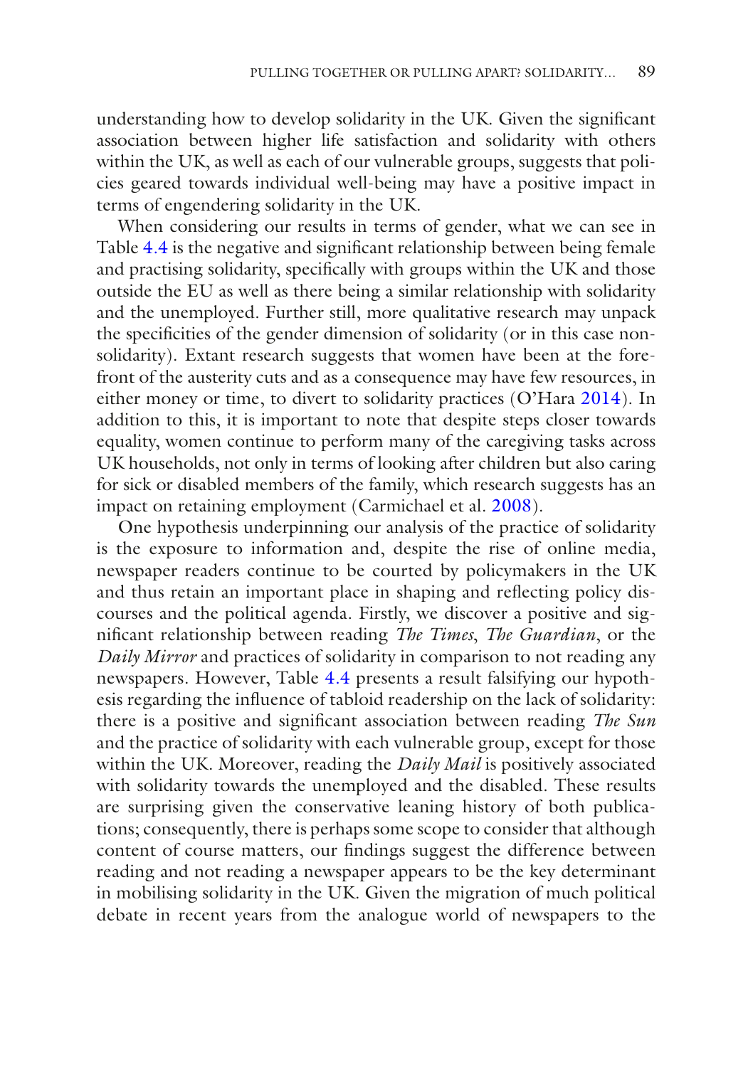understanding how to develop solidarity in the UK. Given the significant association between higher life satisfaction and solidarity with others within the UK, as well as each of our vulnerable groups, suggests that policies geared towards individual well-being may have a positive impact in terms of engendering solidarity in the UK.

When considering our results in terms of gender, what we can see in Table 4.4 is the negative and significant relationship between being female and practising solidarity, specifically with groups within the UK and those outside the EU as well as there being a similar relationship with solidarity and the unemployed. Further still, more qualitative research may unpack the specificities of the gender dimension of solidarity (or in this case non-solidarity). Extant research suggests that women have been at the forefront of the austerity cuts and as a consequence may have few resources, in either money or time, to divert to solidarity practices (O'Hara 2014). In addition to this, it is important to note that despite steps closer towards equality, women continue to perform many of the caregiving tasks across UK households, not only in terms of looking after children but also caring for sick or disabled members of the family, which research suggests has an impact on retaining employment (Carmichael et al. 2008).

One hypothesis underpinning our analysis of the practice of solidarity is the exposure to information and, despite the rise of online media, newspaper readers continue to be courted by policymakers in the UK and thus retain an important place in shaping and reflecting policy discourses and the political agenda. Firstly, we discover a positive and significant relationship between reading *The Times*, *The Guardian*, or the *Daily Mirror* and practices of solidarity in comparison to not reading any newspapers. However, Table 4.4 presents a result falsifying our hypothesis regarding the influence of tabloid readership on the lack of solidarity: there is a positive and significant association between reading *The Sun* and the practice of solidarity with each vulnerable group, except for those within the UK. Moreover, reading the *Daily Mail* is positively associated with solidarity towards the unemployed and the disabled. These results are surprising given the conservative leaning history of both publications; consequently, there is perhaps some scope to consider that although content of course matters, our findings suggest the difference between reading and not reading a newspaper appears to be the key determinant in mobilising solidarity in the UK. Given the migration of much political debate in recent years from the analogue world of newspapers to the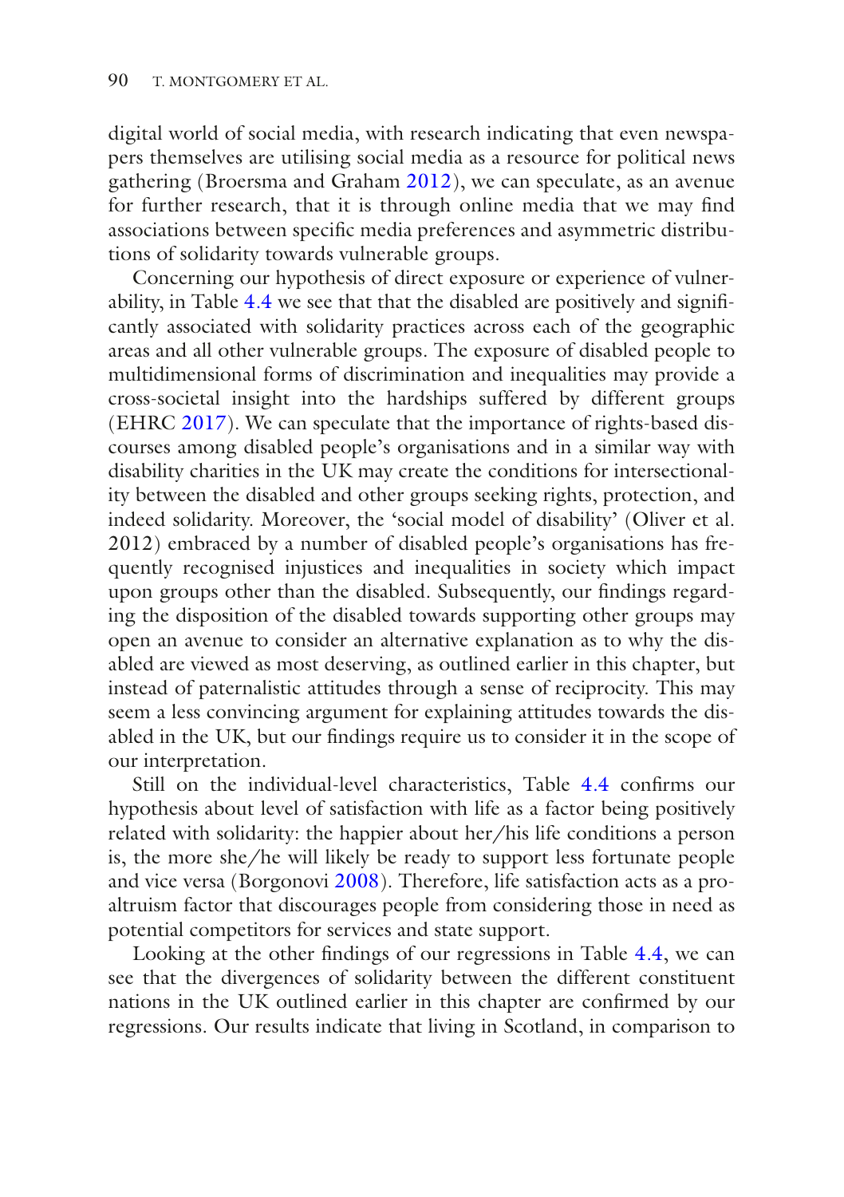digital world of social media, with research indicating that even newspapers themselves are utilising social media as a resource for political news gathering (Broersma and Graham 2012), we can speculate, as an avenue for further research, that it is through online media that we may find associations between specific media preferences and asymmetric distributions of solidarity towards vulnerable groups.

Concerning our hypothesis of direct exposure or experience of vulnerability, in Table 4.4 we see that that the disabled are positively and significantly associated with solidarity practices across each of the geographic areas and all other vulnerable groups. The exposure of disabled people to multidimensional forms of discrimination and inequalities may provide a cross-societal insight into the hardships suffered by different groups (EHRC 2017). We can speculate that the importance of rights-based discourses among disabled people's organisations and in a similar way with disability charities in the UK may create the conditions for intersectionality between the disabled and other groups seeking rights, protection, and indeed solidarity. Moreover, the 'social model of disability' (Oliver et al. 2012) embraced by a number of disabled people's organisations has frequently recognised injustices and inequalities in society which impact upon groups other than the disabled. Subsequently, our findings regarding the disposition of the disabled towards supporting other groups may open an avenue to consider an alternative explanation as to why the disabled are viewed as most deserving, as outlined earlier in this chapter, but instead of paternalistic attitudes through a sense of reciprocity. This may seem a less convincing argument for explaining attitudes towards the disabled in the UK, but our findings require us to consider it in the scope of our interpretation.

Still on the individual-level characteristics, Table 4.4 confirms our hypothesis about level of satisfaction with life as a factor being positively related with solidarity: the happier about her/his life conditions a person is, the more she/he will likely be ready to support less fortunate people and vice versa (Borgonovi 2008). Therefore, life satisfaction acts as a pro-altruism factor that discourages people from considering those in need as potential competitors for services and state support.

Looking at the other findings of our regressions in Table 4.4, we can see that the divergences of solidarity between the different constituent nations in the UK outlined earlier in this chapter are confirmed by our regressions. Our results indicate that living in Scotland, in comparison to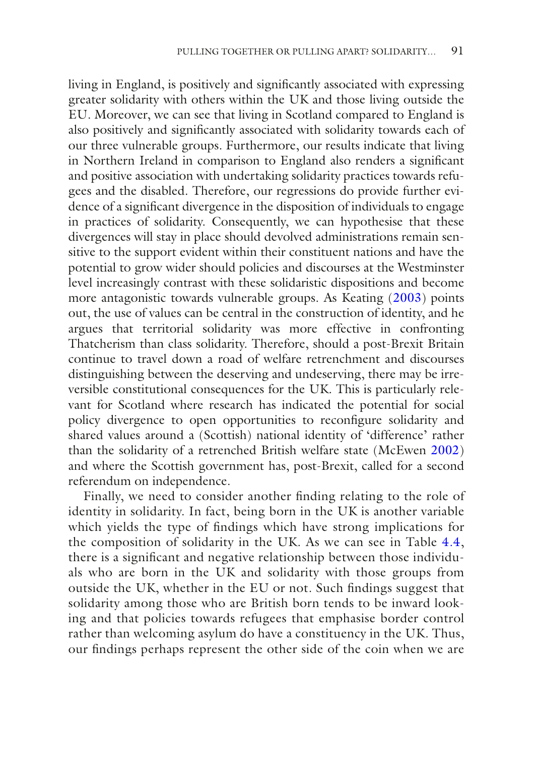living in England, is positively and significantly associated with expressing greater solidarity with others within the UK and those living outside the EU. Moreover, we can see that living in Scotland compared to England is also positively and significantly associated with solidarity towards each of our three vulnerable groups. Furthermore, our results indicate that living in Northern Ireland in comparison to England also renders a significant and positive association with undertaking solidarity practices towards refugees and the disabled. Therefore, our regressions do provide further evidence of a significant divergence in the disposition of individuals to engage in practices of solidarity. Consequently, we can hypothesise that these divergences will stay in place should devolved administrations remain sensitive to the support evident within their constituent nations and have the potential to grow wider should policies and discourses at the Westminster level increasingly contrast with these solidaristic dispositions and become more antagonistic towards vulnerable groups. As Keating (2003) points out, the use of values can be central in the construction of identity, and he argues that territorial solidarity was more effective in confronting Thatcherism than class solidarity. Therefore, should a post-Brexit Britain continue to travel down a road of welfare retrenchment and discourses distinguishing between the deserving and undeserving, there may be irreversible constitutional consequences for the UK. This is particularly relevant for Scotland where research has indicated the potential for social policy divergence to open opportunities to reconfigure solidarity and shared values around a (Scottish) national identity of 'difference' rather than the solidarity of a retrenched British welfare state (McEwen 2002) and where the Scottish government has, post-Brexit, called for a second referendum on independence.

Finally, we need to consider another finding relating to the role of identity in solidarity. In fact, being born in the UK is another variable which yields the type of findings which have strong implications for the composition of solidarity in the UK. As we can see in Table 4.4, there is a significant and negative relationship between those individuals who are born in the UK and solidarity with those groups from outside the UK, whether in the EU or not. Such findings suggest that solidarity among those who are British born tends to be inward looking and that policies towards refugees that emphasise border control rather than welcoming asylum do have a constituency in the UK. Thus, our findings perhaps represent the other side of the coin when we are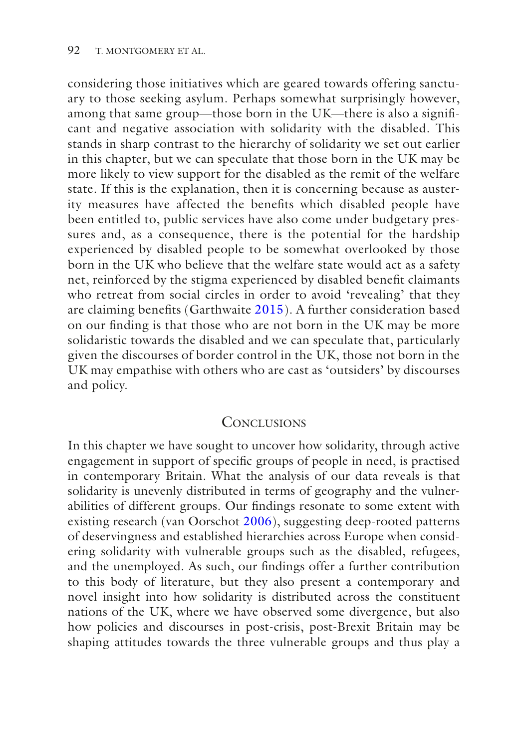considering those initiatives which are geared towards offering sanctuary to those seeking asylum. Perhaps somewhat surprisingly however, among that same group—those born in the UK—there is also a significant and negative association with solidarity with the disabled. This stands in sharp contrast to the hierarchy of solidarity we set out earlier in this chapter, but we can speculate that those born in the UK may be more likely to view support for the disabled as the remit of the welfare state. If this is the explanation, then it is concerning because as austerity measures have affected the benefits which disabled people have been entitled to, public services have also come under budgetary pressures and, as a consequence, there is the potential for the hardship experienced by disabled people to be somewhat overlooked by those born in the UK who believe that the welfare state would act as a safety net, reinforced by the stigma experienced by disabled benefit claimants who retreat from social circles in order to avoid 'revealing' that they are claiming benefits (Garthwaite 2015). A further consideration based on our finding is that those who are not born in the UK may be more solidaristic towards the disabled and we can speculate that, particularly given the discourses of border control in the UK, those not born in the UK may empathise with others who are cast as 'outsiders' by discourses and policy.

## Conclusions

In this chapter we have sought to uncover how solidarity, through active engagement in support of specific groups of people in need, is practised in contemporary Britain. What the analysis of our data reveals is that solidarity is unevenly distributed in terms of geography and the vulnerabilities of different groups. Our findings resonate to some extent with existing research (van Oorschot 2006), suggesting deep-rooted patterns of deservingness and established hierarchies across Europe when considering solidarity with vulnerable groups such as the disabled, refugees, and the unemployed. As such, our findings offer a further contribution to this body of literature, but they also present a contemporary and novel insight into how solidarity is distributed across the constituent nations of the UK, where we have observed some divergence, but also how policies and discourses in post-crisis, post-Brexit Britain may be shaping attitudes towards the three vulnerable groups and thus play a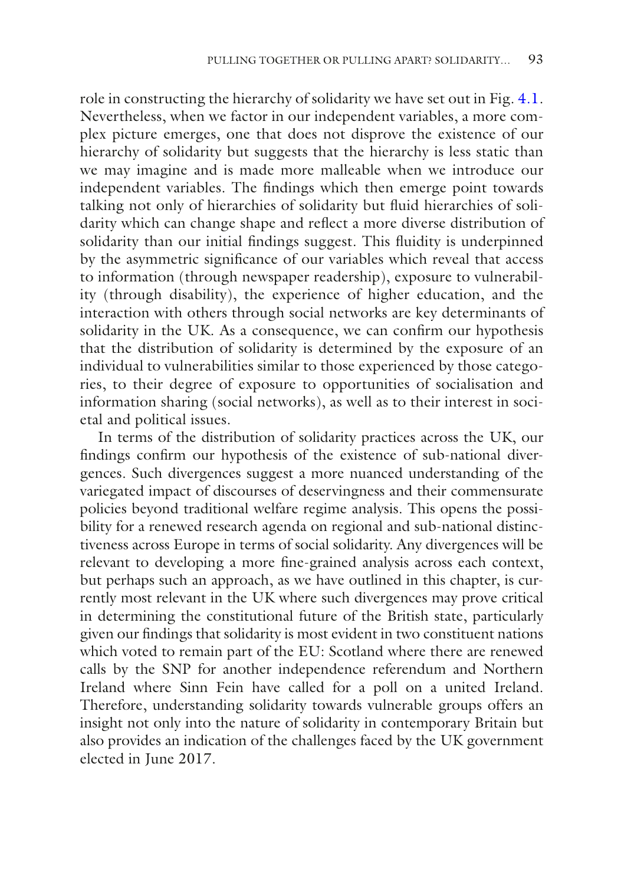role in constructing the hierarchy of solidarity we have set out in Fig. 4.1. Nevertheless, when we factor in our independent variables, a more complex picture emerges, one that does not disprove the existence of our hierarchy of solidarity but suggests that the hierarchy is less static than we may imagine and is made more malleable when we introduce our independent variables. The findings which then emerge point towards talking not only of hierarchies of solidarity but fluid hierarchies of solidarity which can change shape and reflect a more diverse distribution of solidarity than our initial findings suggest. This fluidity is underpinned by the asymmetric significance of our variables which reveal that access to information (through newspaper readership), exposure to vulnerability (through disability), the experience of higher education, and the interaction with others through social networks are key determinants of solidarity in the UK. As a consequence, we can confirm our hypothesis that the distribution of solidarity is determined by the exposure of an individual to vulnerabilities similar to those experienced by those categories, to their degree of exposure to opportunities of socialisation and information sharing (social networks), as well as to their interest in societal and political issues.

In terms of the distribution of solidarity practices across the UK, our findings confirm our hypothesis of the existence of sub-national divergences. Such divergences suggest a more nuanced understanding of the variegated impact of discourses of deservingness and their commensurate policies beyond traditional welfare regime analysis. This opens the possibility for a renewed research agenda on regional and sub-national distinctiveness across Europe in terms of social solidarity. Any divergences will be relevant to developing a more fine-grained analysis across each context, but perhaps such an approach, as we have outlined in this chapter, is currently most relevant in the UK where such divergences may prove critical in determining the constitutional future of the British state, particularly given our findings that solidarity is most evident in two constituent nations which voted to remain part of the EU: Scotland where there are renewed calls by the SNP for another independence referendum and Northern Ireland where Sinn Fein have called for a poll on a united Ireland. Therefore, understanding solidarity towards vulnerable groups offers an insight not only into the nature of solidarity in contemporary Britain but also provides an indication of the challenges faced by the UK government elected in June 2017.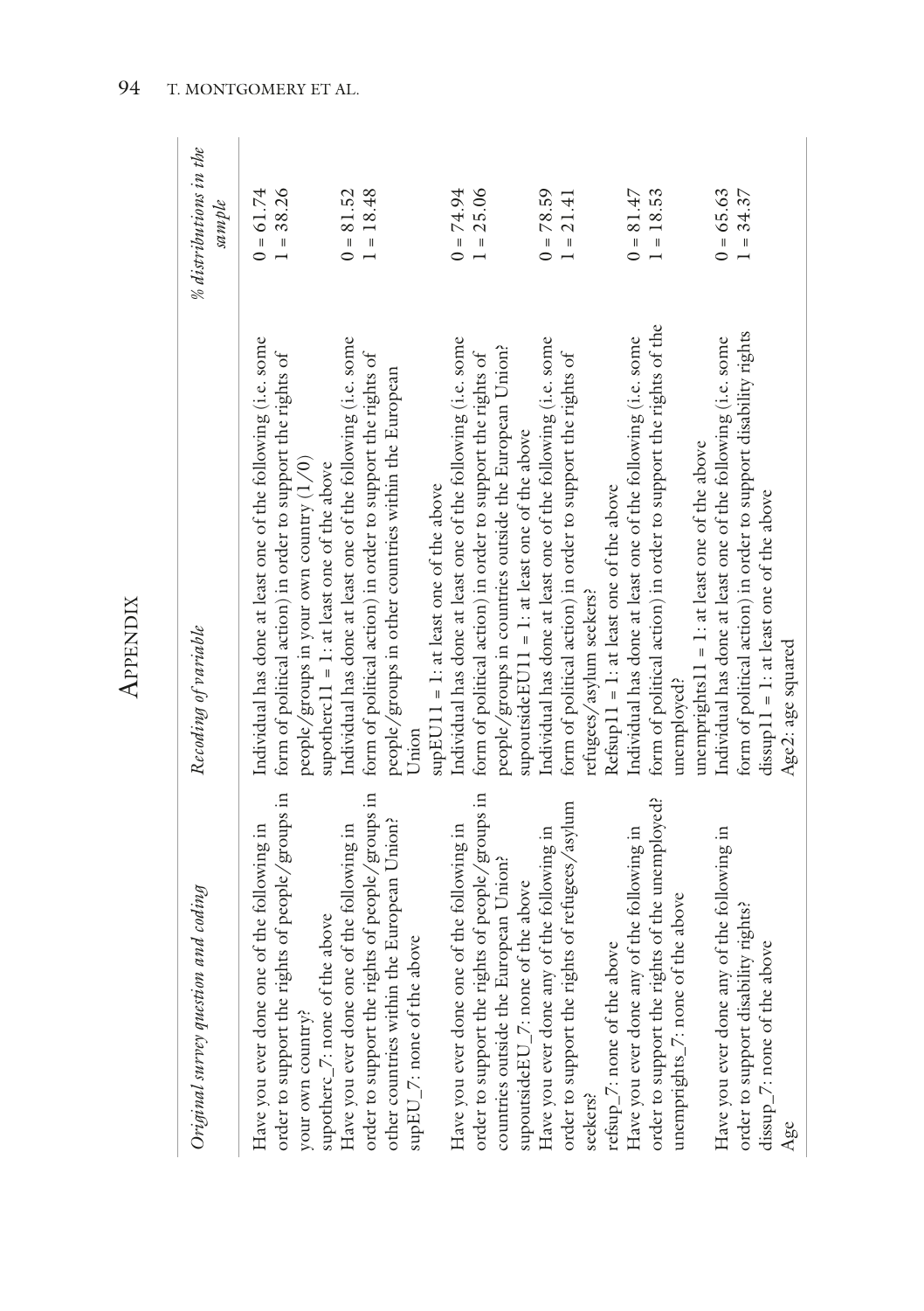# Appendix

| *Original survey question and coding* | *Recoding of variable* | *% distributions in the sample* |
|---|---|---|
| Have you ever done one of the following in order to support the rights of people/groups in your own country? supotherc_7: none of the above | Individual has done at least one of the following (i.e. some form of political action) in order to support the rights of people/groups in your own country (1/0) supotherc11 = 1: at least one of the above | 0 = 61.74<br>1 = 38.26 |
| Have you ever done one of the following in order to support the rights of people/groups in other countries within the European Union? supEU_7: none of the above | Individual has done at least one of the following (i.e. some form of political action) in order to support the rights of people/groups in other countries within the European Union supEU11 = 1: at least one of the above | 0 = 81.52<br>1 = 18.48 |
| Have you ever done one of the following in order to support the rights of people/groups in countries outside the European Union? supoutsideEU_7: none of the above | Individual has done at least one of the following (i.e. some form of political action) in order to support the rights of people/groups in countries outside the European Union? supoutsideEU11 = 1: at least one of the above | 0 = 74.94<br>1 = 25.06 |
| Have you ever done any of the following in order to support the rights of refugees/asylum seekers? refsup_7: none of the above | Individual has done at least one of the following (i.e. some form of political action) in order to support the rights of refugees/asylum seekers? Refsup11 = 1: at least one of the above | 0 = 78.59<br>1 = 21.41 |
| Have you ever done any of the following in order to support the rights of the unemployed? unemprights_7: none of the above | Individual has done at least one of the following (i.e. some form of political action) in order to support the rights of the unemployed? unemprights11 = 1: at least one of the above | 0 = 81.47<br>1 = 18.53 |
| Have you ever done any of the following in order to support disability rights? dissup_7: none of the above | Individual has done at least one of the following (i.e. some form of political action) in order to support disability rights dissup11 = 1: at least one of the above | 0 = 65.63<br>1 = 34.37 |
| Age | Age2: age squared | |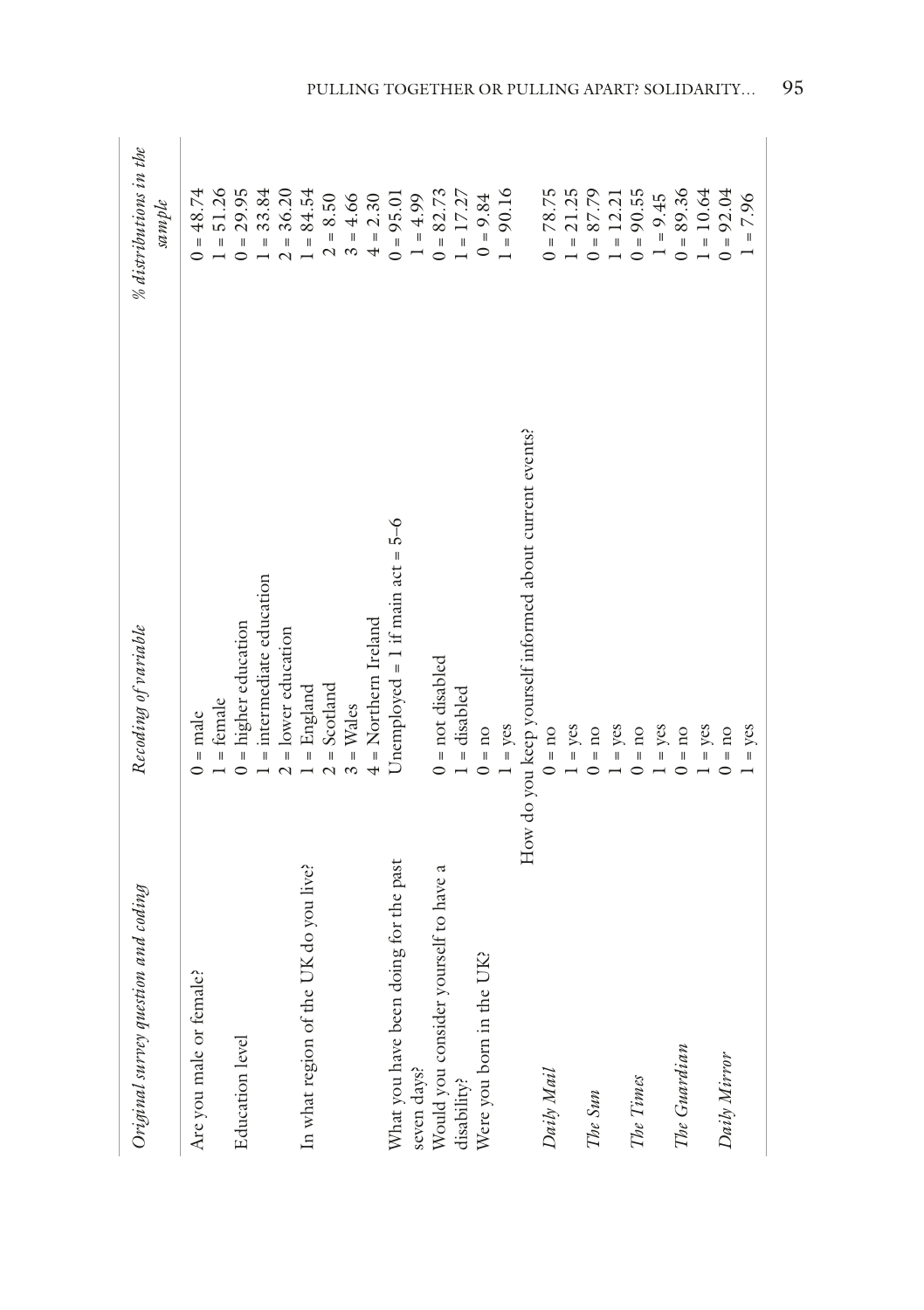| *Original survey question and coding* | *Recoding of variable* | *% distributions in the sample* |
|---|---|---|
| Are you male or female? | 0 = male | 0 = 48.74 |
| | 1 = female | 1 = 51.26 |
| Education level | 0 = higher education | 0 = 29.95 |
| | 1 = intermediate education | 1 = 33.84 |
| | 2 = lower education | 2 = 36.20 |
| In what region of the UK do you live? | 1 = England | 1 = 84.54 |
| | 2 = Scotland | 2 = 8.50 |
| | 3 = Wales | 3 = 4.66 |
| | 4 = Northern Ireland | 4 = 2.30 |
| What you have been doing for the past seven days? | Unemployed = 1 if main act = 5–6 | 0 = 95.01 |
| | | 1 = 4.99 |
| Would you consider yourself to have a disability? | 0 = not disabled | 0 = 82.73 |
| | 1 = disabled | 1 = 17.27 |
| Were you born in the UK? | 0 = no | 0 = 9.84 |
| | 1 = yes | 1 = 90.16 |
| | How do you keep yourself informed about current events? | |
| *Daily Mail* | 0 = no | 0 = 78.75 |
| | 1 = yes | 1 = 21.25 |
| *The Sun* | 0 = no | 0 = 87.79 |
| | 1 = yes | 1 = 12.21 |
| *The Times* | 0 = no | 0 = 90.55 |
| | 1 = yes | 1 = 9.45 |
| *The Guardian* | 0 = no | 0 = 89.36 |
| | 1 = yes | 1 = 10.64 |
| *Daily Mirror* | 0 = no | 0 = 92.04 |
| | 1 = yes | 1 = 7.96 |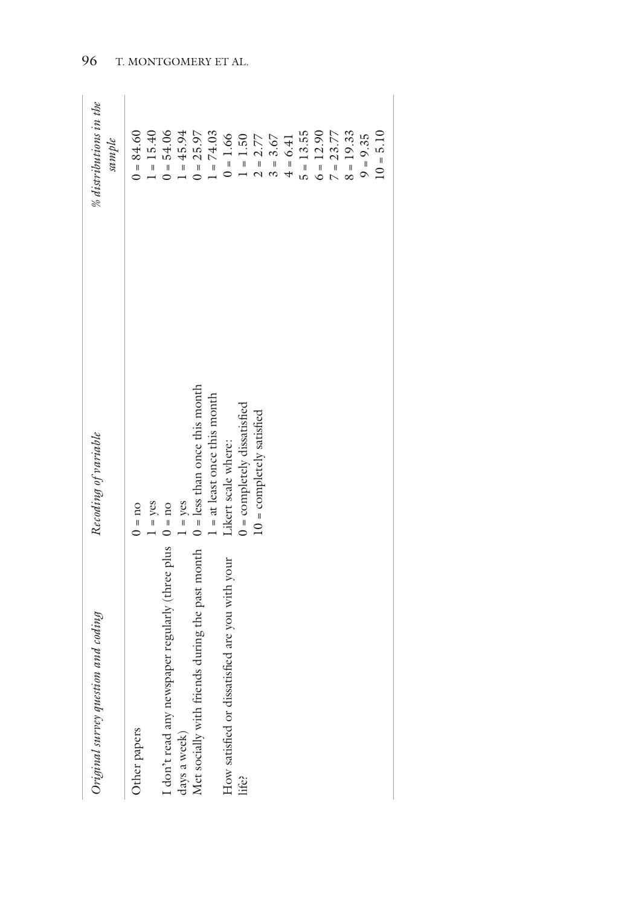| *Original survey question and coding* | *Recoding of variable* | *% distributions in the sample* |
|---|---|---|
| Other papers | 0 = no | 0 = 84.60 |
| | 1 = yes | 1 = 15.40 |
| I don't read any newspaper regularly (three plus days a week) | 0 = no | 0 = 54.06 |
| | 1 = yes | 1 = 45.94 |
| Met socially with friends during the past month | 0 = less than once this month | 0 = 25.97 |
| | 1 = at least once this month | 1 = 74.03 |
| How satisfied or dissatisfied are you with your life? | Likert scale where: | 0 = 1.66 |
| | 0 = completely dissatisfied | 1 = 1.50 |
| | 10 = completely satisfied | 2 = 2.77 |
| | | 3 = 3.67 |
| | | 4 = 6.41 |
| | | 5 = 13.55 |
| | | 6 = 12.90 |
| | | 7 = 23.77 |
| | | 8 = 19.33 |
| | | 9 = 9.35 |
| | | 10 = 5.10 |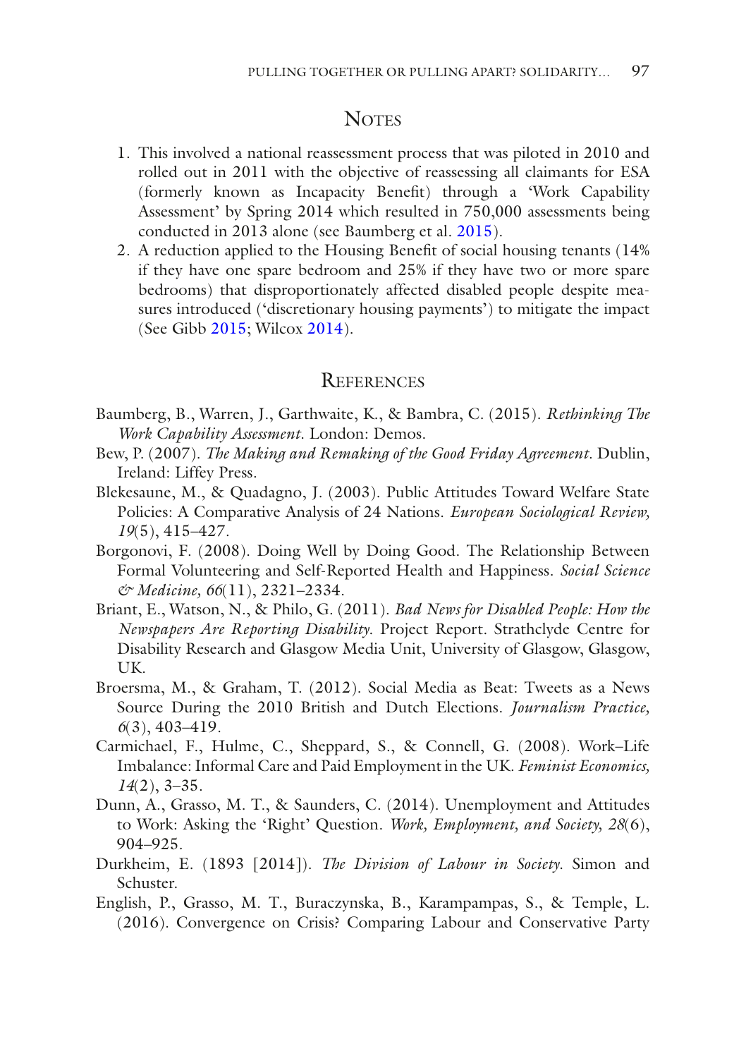## Notes

1. This involved a national reassessment process that was piloted in 2010 and rolled out in 2011 with the objective of reassessing all claimants for ESA (formerly known as Incapacity Benefit) through a 'Work Capability Assessment' by Spring 2014 which resulted in 750,000 assessments being conducted in 2013 alone (see Baumberg et al. 2015).
2. A reduction applied to the Housing Benefit of social housing tenants (14% if they have one spare bedroom and 25% if they have two or more spare bedrooms) that disproportionately affected disabled people despite measures introduced ('discretionary housing payments') to mitigate the impact (See Gibb 2015; Wilcox 2014).

## References

Baumberg, B., Warren, J., Garthwaite, K., & Bambra, C. (2015). *Rethinking The Work Capability Assessment*. London: Demos.

Bew, P. (2007). *The Making and Remaking of the Good Friday Agreement*. Dublin, Ireland: Liffey Press.

Blekesaune, M., & Quadagno, J. (2003). Public Attitudes Toward Welfare State Policies: A Comparative Analysis of 24 Nations. *European Sociological Review, 19*(5), 415–427.

Borgonovi, F. (2008). Doing Well by Doing Good. The Relationship Between Formal Volunteering and Self-Reported Health and Happiness. *Social Science & Medicine, 66*(11), 2321–2334.

Briant, E., Watson, N., & Philo, G. (2011). *Bad News for Disabled People: How the Newspapers Are Reporting Disability*. Project Report. Strathclyde Centre for Disability Research and Glasgow Media Unit, University of Glasgow, Glasgow, UK.

Broersma, M., & Graham, T. (2012). Social Media as Beat: Tweets as a News Source During the 2010 British and Dutch Elections. *Journalism Practice, 6*(3), 403–419.

Carmichael, F., Hulme, C., Sheppard, S., & Connell, G. (2008). Work–Life Imbalance: Informal Care and Paid Employment in the UK. *Feminist Economics, 14*(2), 3–35.

Dunn, A., Grasso, M. T., & Saunders, C. (2014). Unemployment and Attitudes to Work: Asking the 'Right' Question. *Work, Employment, and Society, 28*(6), 904–925.

Durkheim, E. (1893 [2014]). *The Division of Labour in Society*. Simon and Schuster.

English, P., Grasso, M. T., Buraczynska, B., Karampampas, S., & Temple, L. (2016). Convergence on Crisis? Comparing Labour and Conservative Party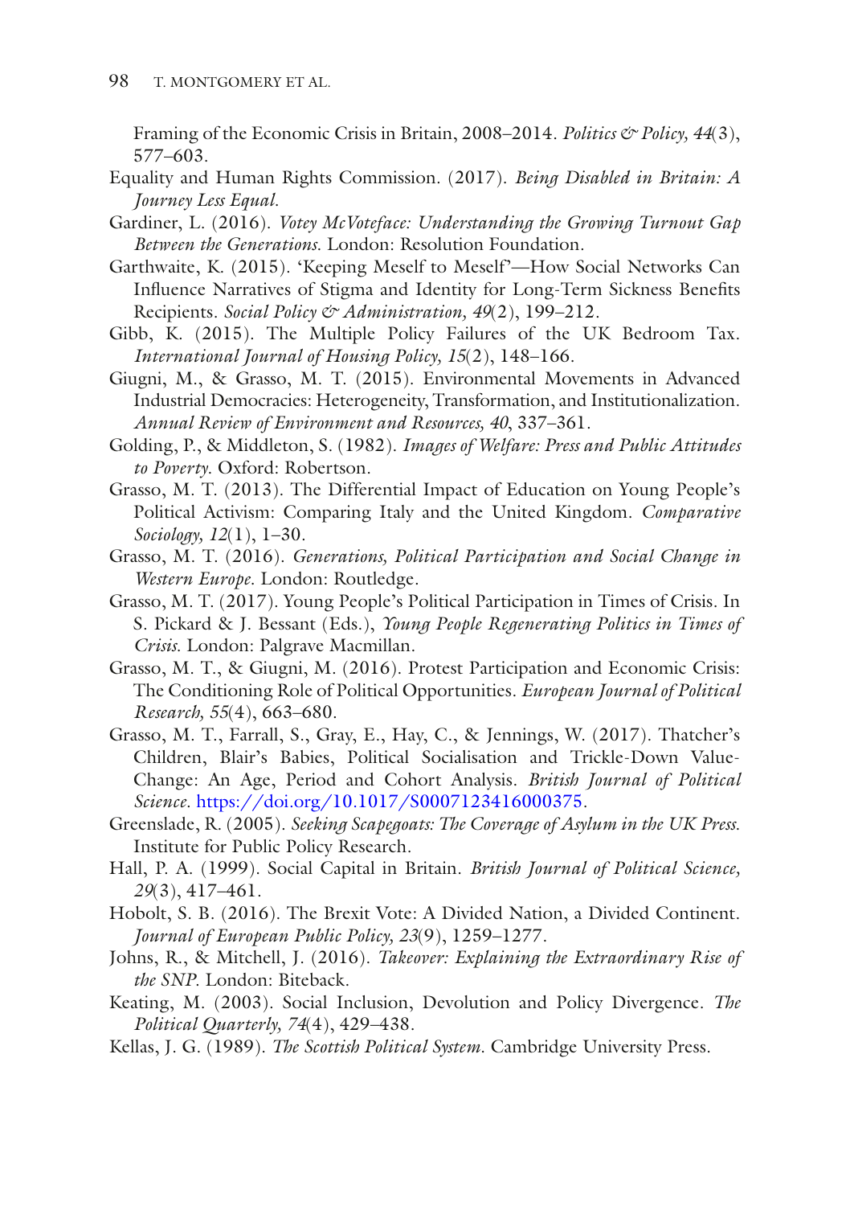Framing of the Economic Crisis in Britain, 2008–2014. *Politics & Policy, 44*(3), 577–603.

Equality and Human Rights Commission. (2017). *Being Disabled in Britain: A Journey Less Equal.*

Gardiner, L. (2016). *Votey McVoteface: Understanding the Growing Turnout Gap Between the Generations.* London: Resolution Foundation.

Garthwaite, K. (2015). 'Keeping Meself to Meself'—How Social Networks Can Influence Narratives of Stigma and Identity for Long-Term Sickness Benefits Recipients. *Social Policy & Administration, 49*(2), 199–212.

Gibb, K. (2015). The Multiple Policy Failures of the UK Bedroom Tax. *International Journal of Housing Policy, 15*(2), 148–166.

Giugni, M., & Grasso, M. T. (2015). Environmental Movements in Advanced Industrial Democracies: Heterogeneity, Transformation, and Institutionalization. *Annual Review of Environment and Resources, 40*, 337–361.

Golding, P., & Middleton, S. (1982). *Images of Welfare: Press and Public Attitudes to Poverty.* Oxford: Robertson.

Grasso, M. T. (2013). The Differential Impact of Education on Young People's Political Activism: Comparing Italy and the United Kingdom. *Comparative Sociology, 12*(1), 1–30.

Grasso, M. T. (2016). *Generations, Political Participation and Social Change in Western Europe.* London: Routledge.

Grasso, M. T. (2017). Young People's Political Participation in Times of Crisis. In S. Pickard & J. Bessant (Eds.), *Young People Regenerating Politics in Times of Crisis.* London: Palgrave Macmillan.

Grasso, M. T., & Giugni, M. (2016). Protest Participation and Economic Crisis: The Conditioning Role of Political Opportunities. *European Journal of Political Research, 55*(4), 663–680.

Grasso, M. T., Farrall, S., Gray, E., Hay, C., & Jennings, W. (2017). Thatcher's Children, Blair's Babies, Political Socialisation and Trickle-Down Value-Change: An Age, Period and Cohort Analysis. *British Journal of Political Science.* https://doi.org/10.1017/S0007123416000375.

Greenslade, R. (2005). *Seeking Scapegoats: The Coverage of Asylum in the UK Press.* Institute for Public Policy Research.

Hall, P. A. (1999). Social Capital in Britain. *British Journal of Political Science, 29*(3), 417–461.

Hobolt, S. B. (2016). The Brexit Vote: A Divided Nation, a Divided Continent. *Journal of European Public Policy, 23*(9), 1259–1277.

Johns, R., & Mitchell, J. (2016). *Takeover: Explaining the Extraordinary Rise of the SNP.* London: Biteback.

Keating, M. (2003). Social Inclusion, Devolution and Policy Divergence. *The Political Quarterly, 74*(4), 429–438.

Kellas, J. G. (1989). *The Scottish Political System.* Cambridge University Press.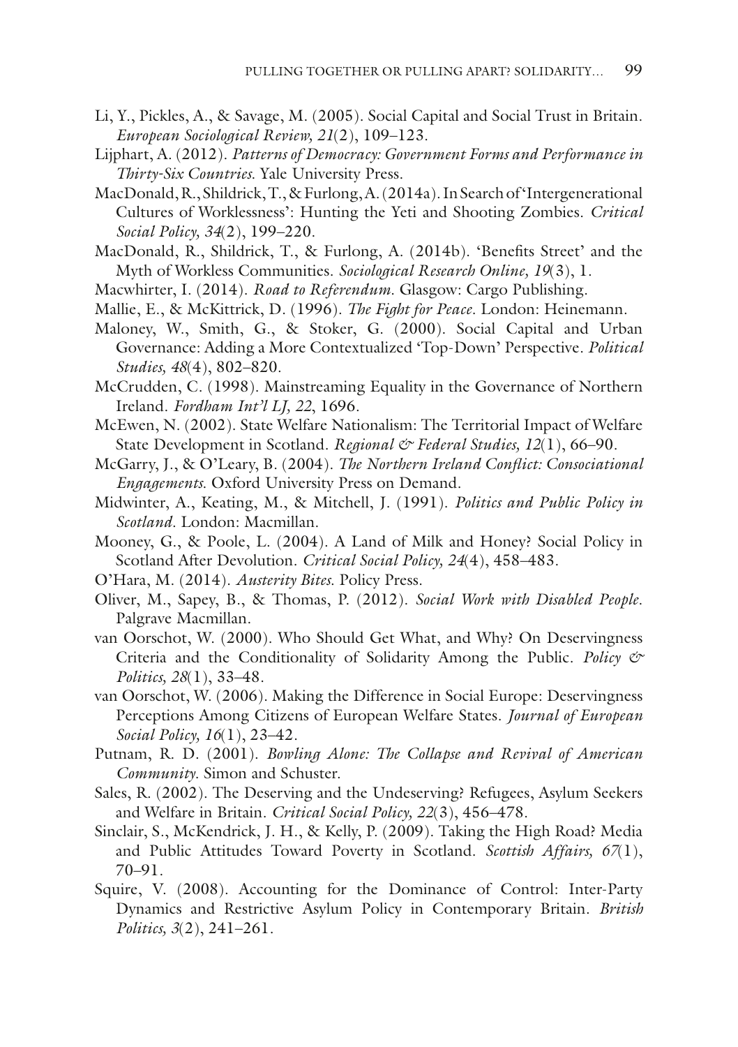Li, Y., Pickles, A., & Savage, M. (2005). Social Capital and Social Trust in Britain. *European Sociological Review, 21*(2), 109–123.

Lijphart, A. (2012). *Patterns of Democracy: Government Forms and Performance in Thirty-Six Countries*. Yale University Press.

MacDonald, R., Shildrick, T., & Furlong, A. (2014a). In Search of 'Intergenerational Cultures of Worklessness': Hunting the Yeti and Shooting Zombies. *Critical Social Policy, 34*(2), 199–220.

MacDonald, R., Shildrick, T., & Furlong, A. (2014b). 'Benefits Street' and the Myth of Workless Communities. *Sociological Research Online, 19*(3), 1.

Macwhirter, I. (2014). *Road to Referendum*. Glasgow: Cargo Publishing.

Mallie, E., & McKittrick, D. (1996). *The Fight for Peace*. London: Heinemann.

Maloney, W., Smith, G., & Stoker, G. (2000). Social Capital and Urban Governance: Adding a More Contextualized 'Top-Down' Perspective. *Political Studies, 48*(4), 802–820.

McCrudden, C. (1998). Mainstreaming Equality in the Governance of Northern Ireland. *Fordham Int'l LJ, 22*, 1696.

McEwen, N. (2002). State Welfare Nationalism: The Territorial Impact of Welfare State Development in Scotland. *Regional & Federal Studies, 12*(1), 66–90.

McGarry, J., & O'Leary, B. (2004). *The Northern Ireland Conflict: Consociational Engagements*. Oxford University Press on Demand.

Midwinter, A., Keating, M., & Mitchell, J. (1991). *Politics and Public Policy in Scotland*. London: Macmillan.

Mooney, G., & Poole, L. (2004). A Land of Milk and Honey? Social Policy in Scotland After Devolution. *Critical Social Policy, 24*(4), 458–483.

O'Hara, M. (2014). *Austerity Bites*. Policy Press.

Oliver, M., Sapey, B., & Thomas, P. (2012). *Social Work with Disabled People*. Palgrave Macmillan.

van Oorschot, W. (2000). Who Should Get What, and Why? On Deservingness Criteria and the Conditionality of Solidarity Among the Public. *Policy & Politics, 28*(1), 33–48.

van Oorschot, W. (2006). Making the Difference in Social Europe: Deservingness Perceptions Among Citizens of European Welfare States. *Journal of European Social Policy, 16*(1), 23–42.

Putnam, R. D. (2001). *Bowling Alone: The Collapse and Revival of American Community*. Simon and Schuster.

Sales, R. (2002). The Deserving and the Undeserving? Refugees, Asylum Seekers and Welfare in Britain. *Critical Social Policy, 22*(3), 456–478.

Sinclair, S., McKendrick, J. H., & Kelly, P. (2009). Taking the High Road? Media and Public Attitudes Toward Poverty in Scotland. *Scottish Affairs, 67*(1), 70–91.

Squire, V. (2008). Accounting for the Dominance of Control: Inter-Party Dynamics and Restrictive Asylum Policy in Contemporary Britain. *British Politics, 3*(2), 241–261.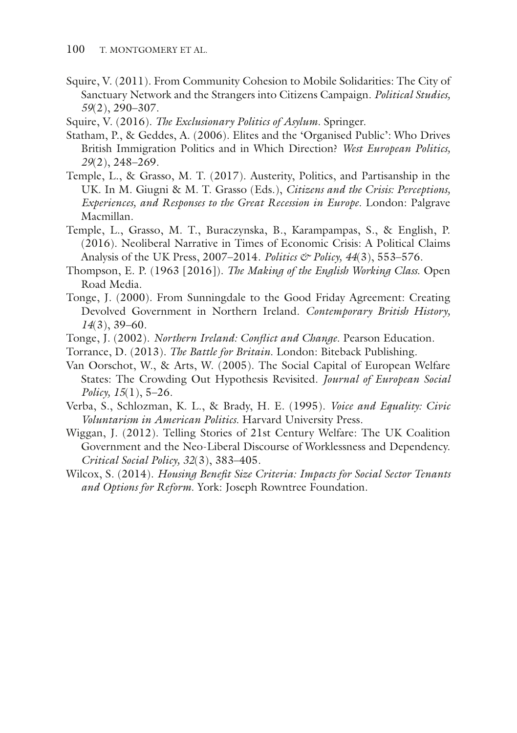Squire, V. (2011). From Community Cohesion to Mobile Solidarities: The City of Sanctuary Network and the Strangers into Citizens Campaign. *Political Studies, 59*(2), 290–307.

Squire, V. (2016). *The Exclusionary Politics of Asylum*. Springer.

Statham, P., & Geddes, A. (2006). Elites and the 'Organised Public': Who Drives British Immigration Politics and in Which Direction? *West European Politics, 29*(2), 248–269.

Temple, L., & Grasso, M. T. (2017). Austerity, Politics, and Partisanship in the UK. In M. Giugni & M. T. Grasso (Eds.), *Citizens and the Crisis: Perceptions, Experiences, and Responses to the Great Recession in Europe*. London: Palgrave Macmillan.

Temple, L., Grasso, M. T., Buraczynska, B., Karampampas, S., & English, P. (2016). Neoliberal Narrative in Times of Economic Crisis: A Political Claims Analysis of the UK Press, 2007–2014. *Politics & Policy, 44*(3), 553–576.

Thompson, E. P. (1963 [2016]). *The Making of the English Working Class*. Open Road Media.

Tonge, J. (2000). From Sunningdale to the Good Friday Agreement: Creating Devolved Government in Northern Ireland. *Contemporary British History, 14*(3), 39–60.

Tonge, J. (2002). *Northern Ireland: Conflict and Change*. Pearson Education.

Torrance, D. (2013). *The Battle for Britain*. London: Biteback Publishing.

Van Oorschot, W., & Arts, W. (2005). The Social Capital of European Welfare States: The Crowding Out Hypothesis Revisited. *Journal of European Social Policy, 15*(1), 5–26.

Verba, S., Schlozman, K. L., & Brady, H. E. (1995). *Voice and Equality: Civic Voluntarism in American Politics*. Harvard University Press.

Wiggan, J. (2012). Telling Stories of 21st Century Welfare: The UK Coalition Government and the Neo-Liberal Discourse of Worklessness and Dependency. *Critical Social Policy, 32*(3), 383–405.

Wilcox, S. (2014). *Housing Benefit Size Criteria: Impacts for Social Sector Tenants and Options for Reform*. York: Joseph Rowntree Foundation.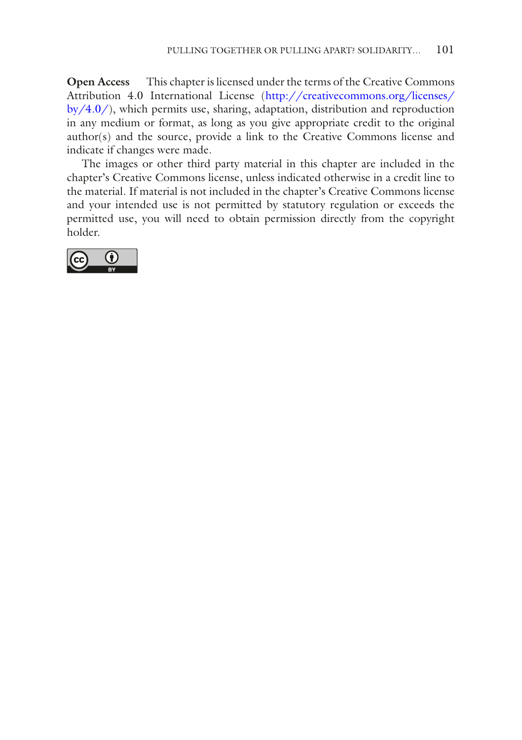**Open Access** This chapter is licensed under the terms of the Creative Commons Attribution 4.0 International License (http://creativecommons.org/licenses/by/4.0/), which permits use, sharing, adaptation, distribution and reproduction in any medium or format, as long as you give appropriate credit to the original author(s) and the source, provide a link to the Creative Commons license and indicate if changes were made.

The images or other third party material in this chapter are included in the chapter's Creative Commons license, unless indicated otherwise in a credit line to the material. If material is not included in the chapter's Creative Commons license and your intended use is not permitted by statutory regulation or exceeds the permitted use, you will need to obtain permission directly from the copyright holder.